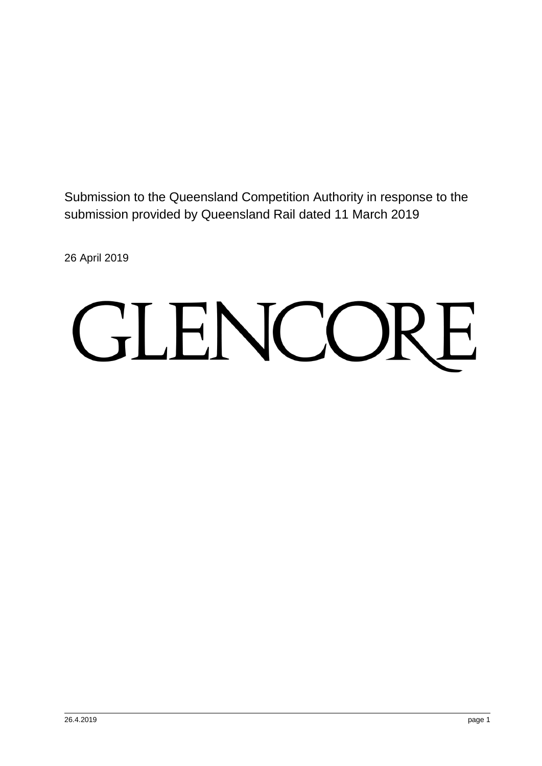Submission to the Queensland Competition Authority in response to the submission provided by Queensland Rail dated 11 March 2019

26 April 2019

GLENCORE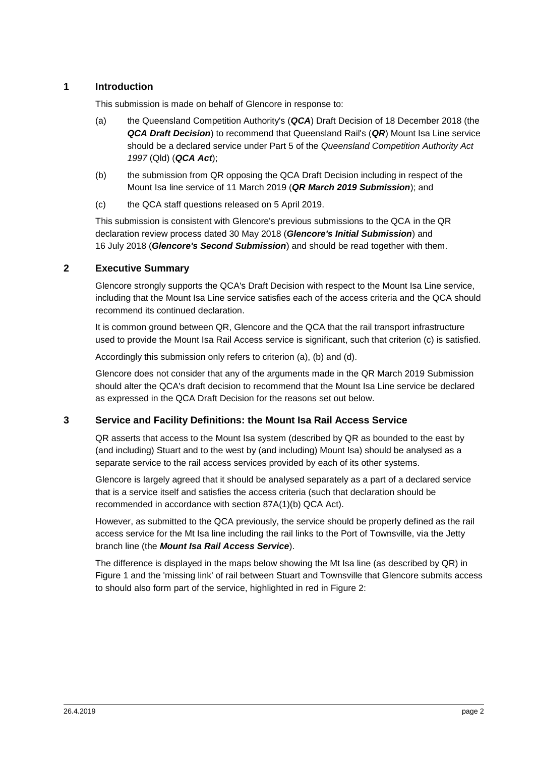## 1 Introduction

This submission is made on behalf of Glencore in response to:

(a) the Queensland Competition Authority's (***QCA***) Draft Decision of 18 December 2018 (the ***QCA Draft Decision***) to recommend that Queensland Rail's (***QR***) Mount Isa Line service should be a declared service under Part 5 of the *Queensland Competition Authority Act 1997* (Qld) (***QCA Act***);

(b) the submission from QR opposing the QCA Draft Decision including in respect of the Mount Isa line service of 11 March 2019 (***QR March 2019 Submission***); and

(c) the QCA staff questions released on 5 April 2019.

This submission is consistent with Glencore's previous submissions to the QCA in the QR declaration review process dated 30 May 2018 (***Glencore's Initial Submission***) and 16 July 2018 (***Glencore's Second Submission***) and should be read together with them.

## 2 Executive Summary

Glencore strongly supports the QCA's Draft Decision with respect to the Mount Isa Line service, including that the Mount Isa Line service satisfies each of the access criteria and the QCA should recommend its continued declaration.

It is common ground between QR, Glencore and the QCA that the rail transport infrastructure used to provide the Mount Isa Rail Access service is significant, such that criterion (c) is satisfied.

Accordingly this submission only refers to criterion (a), (b) and (d).

Glencore does not consider that any of the arguments made in the QR March 2019 Submission should alter the QCA's draft decision to recommend that the Mount Isa Line service be declared as expressed in the QCA Draft Decision for the reasons set out below.

## 3 Service and Facility Definitions: the Mount Isa Rail Access Service

QR asserts that access to the Mount Isa system (described by QR as bounded to the east by (and including) Stuart and to the west by (and including) Mount Isa) should be analysed as a separate service to the rail access services provided by each of its other systems.

Glencore is largely agreed that it should be analysed separately as a part of a declared service that is a service itself and satisfies the access criteria (such that declaration should be recommended in accordance with section 87A(1)(b) QCA Act).

However, as submitted to the QCA previously, the service should be properly defined as the rail access service for the Mt Isa line including the rail links to the Port of Townsville, via the Jetty branch line (the ***Mount Isa Rail Access Service***).

The difference is displayed in the maps below showing the Mt Isa line (as described by QR) in Figure 1 and the 'missing link' of rail between Stuart and Townsville that Glencore submits access to should also form part of the service, highlighted in red in Figure 2: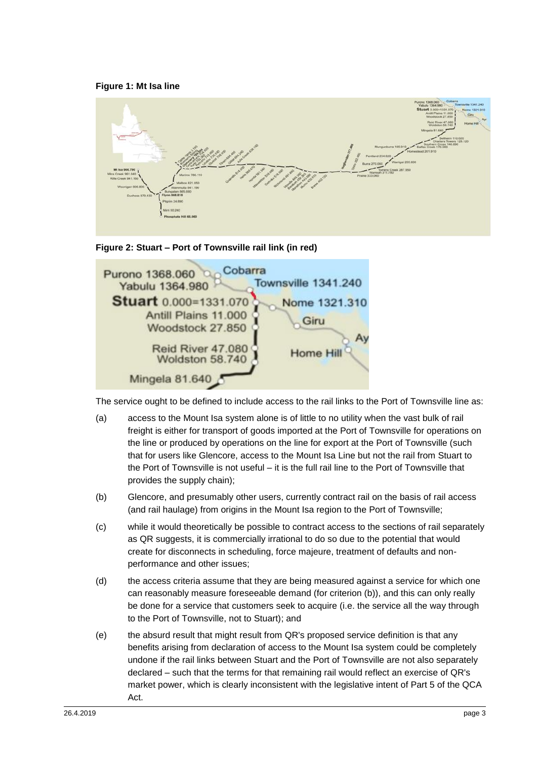**Figure 1: Mt Isa line**

**Figure 2: Stuart – Port of Townsville rail link (in red)**

The service ought to be defined to include access to the rail links to the Port of Townsville line as:

(a) access to the Mount Isa system alone is of little to no utility when the vast bulk of rail freight is either for transport of goods imported at the Port of Townsville for operations on the line or produced by operations on the line for export at the Port of Townsville (such that for users like Glencore, access to the Mount Isa Line but not the rail from Stuart to the Port of Townsville is not useful – it is the full rail line to the Port of Townsville that provides the supply chain);

(b) Glencore, and presumably other users, currently contract rail on the basis of rail access (and rail haulage) from origins in the Mount Isa region to the Port of Townsville;

(c) while it would theoretically be possible to contract access to the sections of rail separately as QR suggests, it is commercially irrational to do so due to the potential that would create for disconnects in scheduling, force majeure, treatment of defaults and non-performance and other issues;

(d) the access criteria assume that they are being measured against a service for which one can reasonably measure foreseeable demand (for criterion (b)), and this can only really be done for a service that customers seek to acquire (i.e. the service all the way through to the Port of Townsville, not to Stuart); and

(e) the absurd result that might result from QR's proposed service definition is that any benefits arising from declaration of access to the Mount Isa system could be completely undone if the rail links between Stuart and the Port of Townsville are not also separately declared – such that the terms for that remaining rail would reflect an exercise of QR's market power, which is clearly inconsistent with the legislative intent of Part 5 of the QCA Act.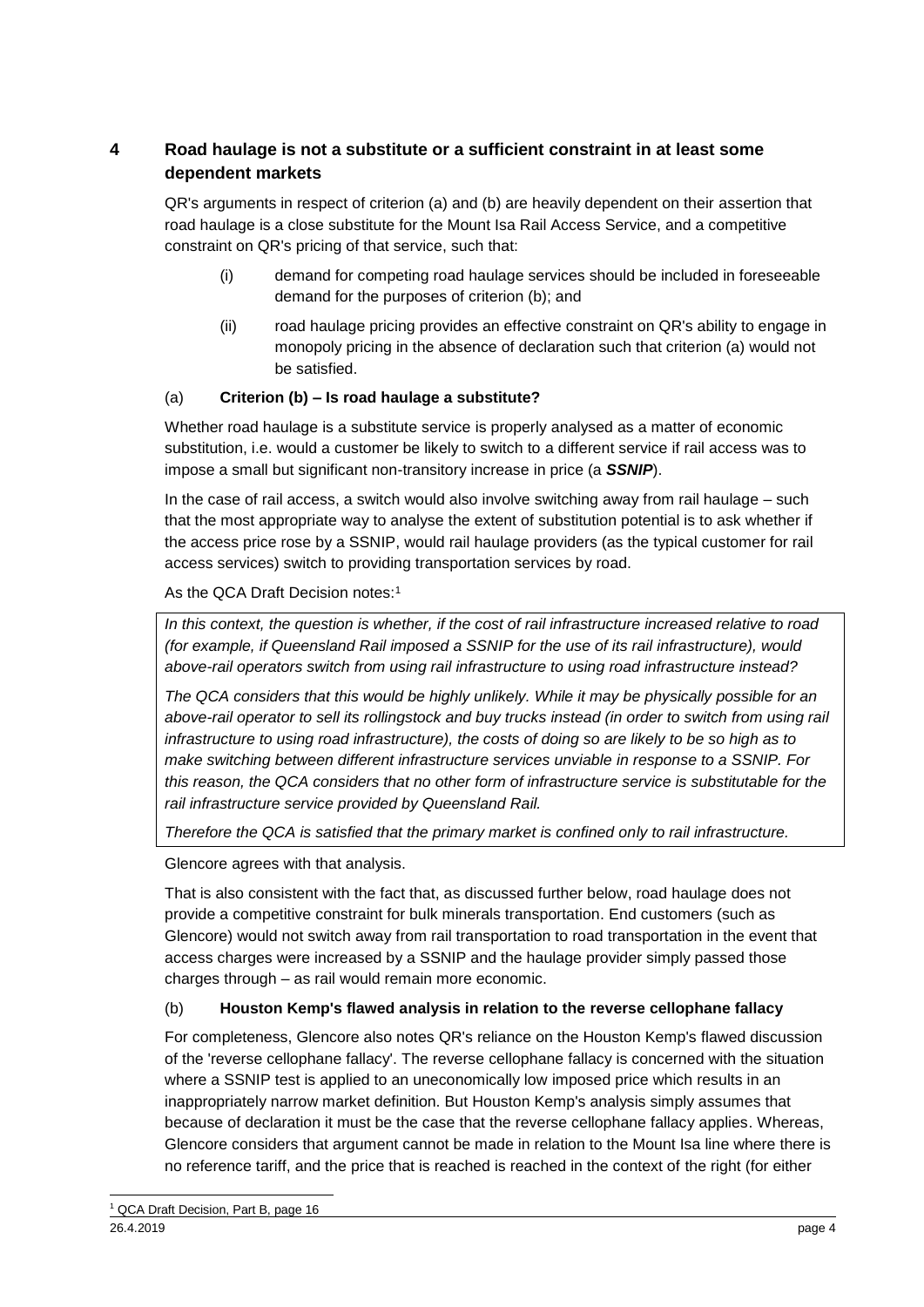## 4 Road haulage is not a substitute or a sufficient constraint in at least some dependent markets

QR's arguments in respect of criterion (a) and (b) are heavily dependent on their assertion that road haulage is a close substitute for the Mount Isa Rail Access Service, and a competitive constraint on QR's pricing of that service, such that:

(i) demand for competing road haulage services should be included in foreseeable demand for the purposes of criterion (b); and

(ii) road haulage pricing provides an effective constraint on QR's ability to engage in monopoly pricing in the absence of declaration such that criterion (a) would not be satisfied.

### (a) Criterion (b) – Is road haulage a substitute?

Whether road haulage is a substitute service is properly analysed as a matter of economic substitution, i.e. would a customer be likely to switch to a different service if rail access was to impose a small but significant non-transitory increase in price (a ***SSNIP***).

In the case of rail access, a switch would also involve switching away from rail haulage – such that the most appropriate way to analyse the extent of substitution potential is to ask whether if the access price rose by a SSNIP, would rail haulage providers (as the typical customer for rail access services) switch to providing transportation services by road.

As the QCA Draft Decision notes:[1]

> *In this context, the question is whether, if the cost of rail infrastructure increased relative to road (for example, if Queensland Rail imposed a SSNIP for the use of its rail infrastructure), would above-rail operators switch from using rail infrastructure to using road infrastructure instead?*
>
> *The QCA considers that this would be highly unlikely. While it may be physically possible for an above-rail operator to sell its rollingstock and buy trucks instead (in order to switch from using rail infrastructure to using road infrastructure), the costs of doing so are likely to be so high as to make switching between different infrastructure services unviable in response to a SSNIP. For this reason, the QCA considers that no other form of infrastructure service is substitutable for the rail infrastructure service provided by Queensland Rail.*
>
> *Therefore the QCA is satisfied that the primary market is confined only to rail infrastructure.*

Glencore agrees with that analysis.

That is also consistent with the fact that, as discussed further below, road haulage does not provide a competitive constraint for bulk minerals transportation. End customers (such as Glencore) would not switch away from rail transportation to road transportation in the event that access charges were increased by a SSNIP and the haulage provider simply passed those charges through – as rail would remain more economic.

### (b) Houston Kemp's flawed analysis in relation to the reverse cellophane fallacy

For completeness, Glencore also notes QR's reliance on the Houston Kemp's flawed discussion of the 'reverse cellophane fallacy'. The reverse cellophane fallacy is concerned with the situation where a SSNIP test is applied to an uneconomically low imposed price which results in an inappropriately narrow market definition. But Houston Kemp's analysis simply assumes that because of declaration it must be the case that the reverse cellophane fallacy applies. Whereas, Glencore considers that argument cannot be made in relation to the Mount Isa line where there is no reference tariff, and the price that is reached is reached in the context of the right (for either

[1] QCA Draft Decision, Part B, page 16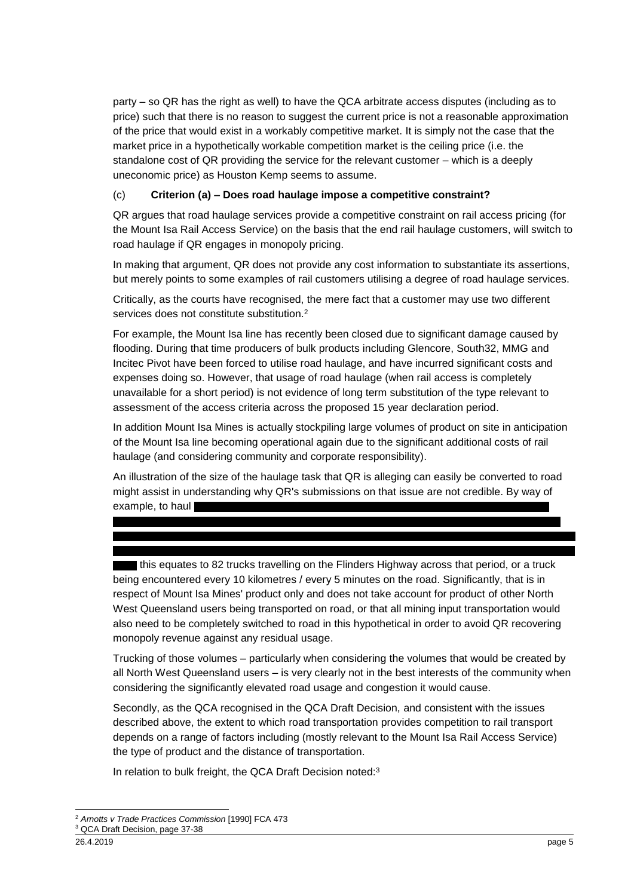party – so QR has the right as well) to have the QCA arbitrate access disputes (including as to price) such that there is no reason to suggest the current price is not a reasonable approximation of the price that would exist in a workably competitive market. It is simply not the case that the market price in a hypothetically workable competition market is the ceiling price (i.e. the standalone cost of QR providing the service for the relevant customer – which is a deeply uneconomic price) as Houston Kemp seems to assume.

### (c) **Criterion (a) – Does road haulage impose a competitive constraint?**

QR argues that road haulage services provide a competitive constraint on rail access pricing (for the Mount Isa Rail Access Service) on the basis that the end rail haulage customers, will switch to road haulage if QR engages in monopoly pricing.

In making that argument, QR does not provide any cost information to substantiate its assertions, but merely points to some examples of rail customers utilising a degree of road haulage services.

Critically, as the courts have recognised, the mere fact that a customer may use two different services does not constitute substitution.[2]

For example, the Mount Isa line has recently been closed due to significant damage caused by flooding. During that time producers of bulk products including Glencore, South32, MMG and Incitec Pivot have been forced to utilise road haulage, and have incurred significant costs and expenses doing so. However, that usage of road haulage (when rail access is completely unavailable for a short period) is not evidence of long term substitution of the type relevant to assessment of the access criteria across the proposed 15 year declaration period.

In addition Mount Isa Mines is actually stockpiling large volumes of product on site in anticipation of the Mount Isa line becoming operational again due to the significant additional costs of rail haulage (and considering community and corporate responsibility).

An illustration of the size of the haulage task that QR is alleging can easily be converted to road might assist in understanding why QR's submissions on that issue are not credible. By way of example, to haul [REDACTED]

[REDACTED] this equates to 82 trucks travelling on the Flinders Highway across that period, or a truck being encountered every 10 kilometres / every 5 minutes on the road. Significantly, that is in respect of Mount Isa Mines' product only and does not take account for product of other North West Queensland users being transported on road, or that all mining input transportation would also need to be completely switched to road in this hypothetical in order to avoid QR recovering monopoly revenue against any residual usage.

Trucking of those volumes – particularly when considering the volumes that would be created by all North West Queensland users – is very clearly not in the best interests of the community when considering the significantly elevated road usage and congestion it would cause.

Secondly, as the QCA recognised in the QCA Draft Decision, and consistent with the issues described above, the extent to which road transportation provides competition to rail transport depends on a range of factors including (mostly relevant to the Mount Isa Rail Access Service) the type of product and the distance of transportation.

In relation to bulk freight, the QCA Draft Decision noted:[3]

---

[2] *Arnotts v Trade Practices Commission* [1990] FCA 473

[3] QCA Draft Decision, page 37-38

26.4.2019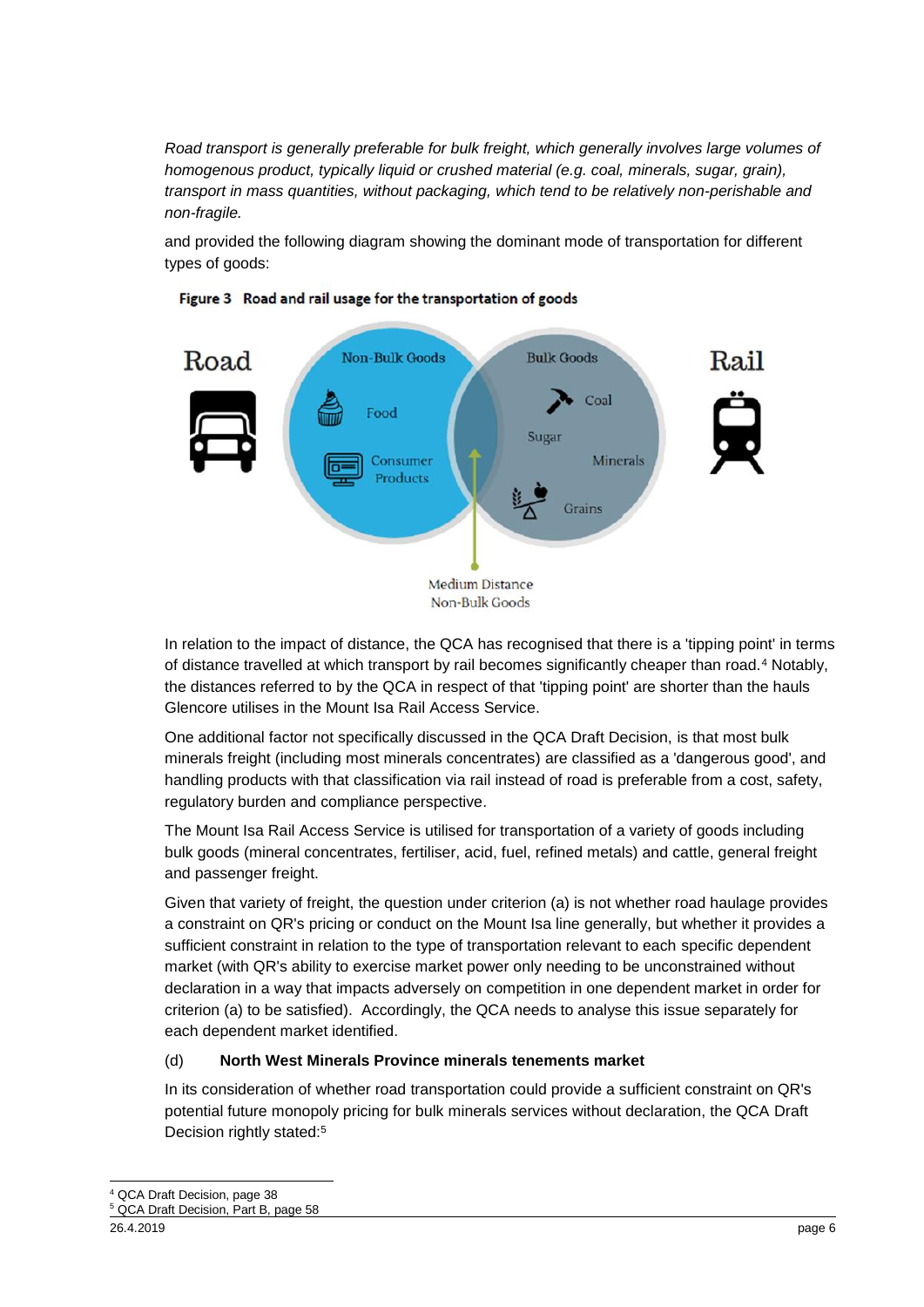*Road transport is generally preferable for bulk freight, which generally involves large volumes of homogenous product, typically liquid or crushed material (e.g. coal, minerals, sugar, grain), transport in mass quantities, without packaging, which tend to be relatively non-perishable and non-fragile.*

and provided the following diagram showing the dominant mode of transportation for different types of goods:

**Figure 3 Road and rail usage for the transportation of goods**

Road | Non-Bulk Goods: Food, Consumer Products | Bulk Goods: Coal, Sugar, Minerals, Grains | Rail

Medium Distance Non-Bulk Goods

In relation to the impact of distance, the QCA has recognised that there is a 'tipping point' in terms of distance travelled at which transport by rail becomes significantly cheaper than road.[4] Notably, the distances referred to by the QCA in respect of that 'tipping point' are shorter than the hauls Glencore utilises in the Mount Isa Rail Access Service.

One additional factor not specifically discussed in the QCA Draft Decision, is that most bulk minerals freight (including most minerals concentrates) are classified as a 'dangerous good', and handling products with that classification via rail instead of road is preferable from a cost, safety, regulatory burden and compliance perspective.

The Mount Isa Rail Access Service is utilised for transportation of a variety of goods including bulk goods (mineral concentrates, fertiliser, acid, fuel, refined metals) and cattle, general freight and passenger freight.

Given that variety of freight, the question under criterion (a) is not whether road haulage provides a constraint on QR's pricing or conduct on the Mount Isa line generally, but whether it provides a sufficient constraint in relation to the type of transportation relevant to each specific dependent market (with QR's ability to exercise market power only needing to be unconstrained without declaration in a way that impacts adversely on competition in one dependent market in order for criterion (a) to be satisfied). Accordingly, the QCA needs to analyse this issue separately for each dependent market identified.

### (d) North West Minerals Province minerals tenements market

In its consideration of whether road transportation could provide a sufficient constraint on QR's potential future monopoly pricing for bulk minerals services without declaration, the QCA Draft Decision rightly stated:[5]

---

[4] QCA Draft Decision, page 38

[5] QCA Draft Decision, Part B, page 58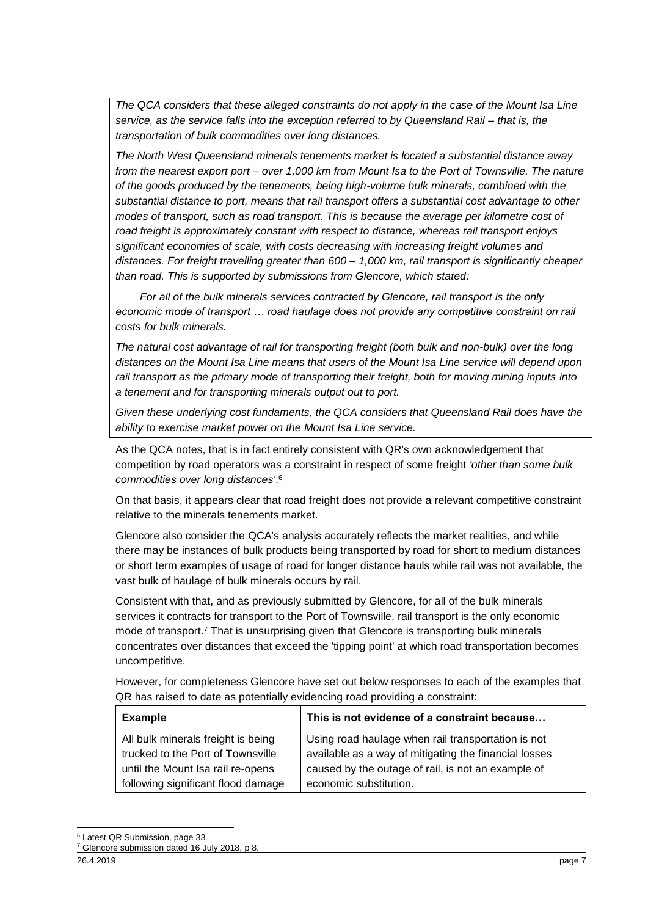> *The QCA considers that these alleged constraints do not apply in the case of the Mount Isa Line service, as the service falls into the exception referred to by Queensland Rail – that is, the transportation of bulk commodities over long distances.*
>
> *The North West Queensland minerals tenements market is located a substantial distance away from the nearest export port – over 1,000 km from Mount Isa to the Port of Townsville. The nature of the goods produced by the tenements, being high-volume bulk minerals, combined with the substantial distance to port, means that rail transport offers a substantial cost advantage to other modes of transport, such as road transport. This is because the average per kilometre cost of road freight is approximately constant with respect to distance, whereas rail transport enjoys significant economies of scale, with costs decreasing with increasing freight volumes and distances. For freight travelling greater than 600 – 1,000 km, rail transport is significantly cheaper than road. This is supported by submissions from Glencore, which stated:*
>
> > *For all of the bulk minerals services contracted by Glencore, rail transport is the only economic mode of transport … road haulage does not provide any competitive constraint on rail costs for bulk minerals.*
>
> *The natural cost advantage of rail for transporting freight (both bulk and non-bulk) over the long distances on the Mount Isa Line means that users of the Mount Isa Line service will depend upon rail transport as the primary mode of transporting their freight, both for moving mining inputs into a tenement and for transporting minerals output out to port.*
>
> *Given these underlying cost fundaments, the QCA considers that Queensland Rail does have the ability to exercise market power on the Mount Isa Line service.*

As the QCA notes, that is in fact entirely consistent with QR's own acknowledgement that competition by road operators was a constraint in respect of some freight *'other than some bulk commodities over long distances'*.[6]

On that basis, it appears clear that road freight does not provide a relevant competitive constraint relative to the minerals tenements market.

Glencore also consider the QCA's analysis accurately reflects the market realities, and while there may be instances of bulk products being transported by road for short to medium distances or short term examples of usage of road for longer distance hauls while rail was not available, the vast bulk of haulage of bulk minerals occurs by rail.

Consistent with that, and as previously submitted by Glencore, for all of the bulk minerals services it contracts for transport to the Port of Townsville, rail transport is the only economic mode of transport.[7] That is unsurprising given that Glencore is transporting bulk minerals concentrates over distances that exceed the 'tipping point' at which road transportation becomes uncompetitive.

However, for completeness Glencore have set out below responses to each of the examples that QR has raised to date as potentially evidencing road providing a constraint:

| Example | This is not evidence of a constraint because… |
|---|---|
| All bulk minerals freight is being trucked to the Port of Townsville until the Mount Isa rail re-opens following significant flood damage | Using road haulage when rail transportation is not available as a way of mitigating the financial losses caused by the outage of rail, is not an example of economic substitution. |

[6] Latest QR Submission, page 33

[7] Glencore submission dated 16 July 2018, p 8.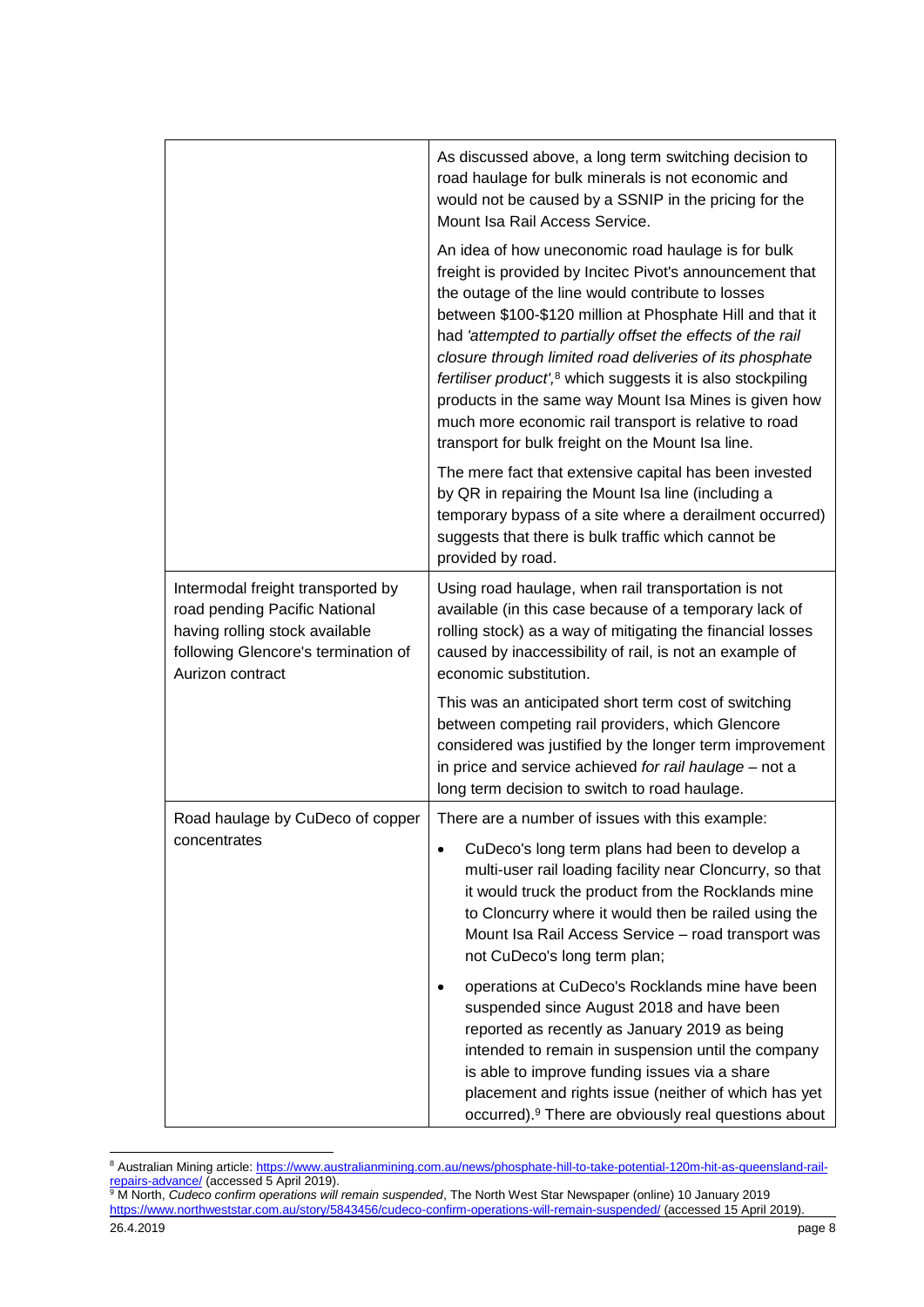| | |
|---|---|
| | As discussed above, a long term switching decision to road haulage for bulk minerals is not economic and would not be caused by a SSNIP in the pricing for the Mount Isa Rail Access Service.<br><br>An idea of how uneconomic road haulage is for bulk freight is provided by Incitec Pivot's announcement that the outage of the line would contribute to losses between $100-$120 million at Phosphate Hill and that it had *'attempted to partially offset the effects of the rail closure through limited road deliveries of its phosphate fertiliser product'*,[8] which suggests it is also stockpiling products in the same way Mount Isa Mines is given how much more economic rail transport is relative to road transport for bulk freight on the Mount Isa line.<br><br>The mere fact that extensive capital has been invested by QR in repairing the Mount Isa line (including a temporary bypass of a site where a derailment occurred) suggests that there is bulk traffic which cannot be provided by road. |
| Intermodal freight transported by road pending Pacific National having rolling stock available following Glencore's termination of Aurizon contract | Using road haulage, when rail transportation is not available (in this case because of a temporary lack of rolling stock) as a way of mitigating the financial losses caused by inaccessibility of rail, is not an example of economic substitution.<br><br>This was an anticipated short term cost of switching between competing rail providers, which Glencore considered was justified by the longer term improvement in price and service achieved *for rail haulage* – not a long term decision to switch to road haulage. |
| Road haulage by CuDeco of copper concentrates | There are a number of issues with this example:<br><br>• CuDeco's long term plans had been to develop a multi-user rail loading facility near Cloncurry, so that it would truck the product from the Rocklands mine to Cloncurry where it would then be railed using the Mount Isa Rail Access Service – road transport was not CuDeco's long term plan;<br><br>• operations at CuDeco's Rocklands mine have been suspended since August 2018 and have been reported as recently as January 2019 as being intended to remain in suspension until the company is able to improve funding issues via a share placement and rights issue (neither of which has yet occurred).[9] There are obviously real questions about |

[8] Australian Mining article: https://www.australianmining.com.au/news/phosphate-hill-to-take-potential-120m-hit-as-queensland-rail-repairs-advance/ (accessed 5 April 2019).

[9] M North, *Cudeco confirm operations will remain suspended*, The North West Star Newspaper (online) 10 January 2019 https://www.northweststar.com.au/story/5843456/cudeco-confirm-operations-will-remain-suspended/ (accessed 15 April 2019).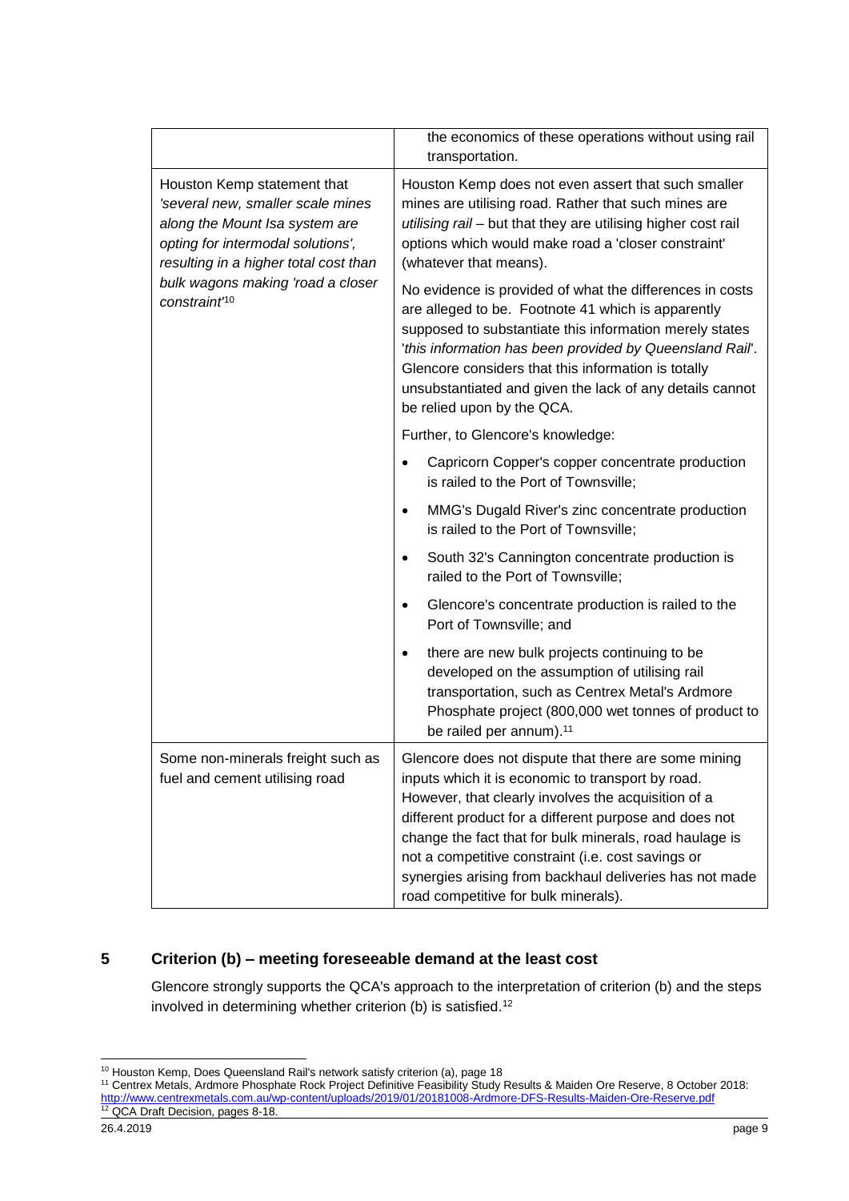| | |
|---|---|
| | the economics of these operations without using rail transportation. |
| Houston Kemp statement that *'several new, smaller scale mines along the Mount Isa system are opting for intermodal solutions',* resulting in a higher total cost than bulk wagons making *'road a closer constraint'*[10] | Houston Kemp does not even assert that such smaller mines are utilising road. Rather that such mines are *utilising rail* – but that they are utilising higher cost rail options which would make road a 'closer constraint' (whatever that means).<br><br>No evidence is provided of what the differences in costs are alleged to be. Footnote 41 which is apparently supposed to substantiate this information merely states '*this information has been provided by Queensland Rail*'. Glencore considers that this information is totally unsubstantiated and given the lack of any details cannot be relied upon by the QCA.<br><br>Further, to Glencore's knowledge:<br><br>• Capricorn Copper's copper concentrate production is railed to the Port of Townsville;<br>• MMG's Dugald River's zinc concentrate production is railed to the Port of Townsville;<br>• South 32's Cannington concentrate production is railed to the Port of Townsville;<br>• Glencore's concentrate production is railed to the Port of Townsville; and<br>• there are new bulk projects continuing to be developed on the assumption of utilising rail transportation, such as Centrex Metal's Ardmore Phosphate project (800,000 wet tonnes of product to be railed per annum).[11] |
| Some non-minerals freight such as fuel and cement utilising road | Glencore does not dispute that there are some mining inputs which it is economic to transport by road. However, that clearly involves the acquisition of a different product for a different purpose and does not change the fact that for bulk minerals, road haulage is not a competitive constraint (i.e. cost savings or synergies arising from backhaul deliveries has not made road competitive for bulk minerals). |

## 5 Criterion (b) – meeting foreseeable demand at the least cost

Glencore strongly supports the QCA's approach to the interpretation of criterion (b) and the steps involved in determining whether criterion (b) is satisfied.[12]

---

[10] Houston Kemp, Does Queensland Rail's network satisfy criterion (a), page 18

[11] Centrex Metals, Ardmore Phosphate Rock Project Definitive Feasibility Study Results & Maiden Ore Reserve, 8 October 2018: http://www.centrexmetals.com.au/wp-content/uploads/2019/01/20181008-Ardmore-DFS-Results-Maiden-Ore-Reserve.pdf

[12] QCA Draft Decision, pages 8-18.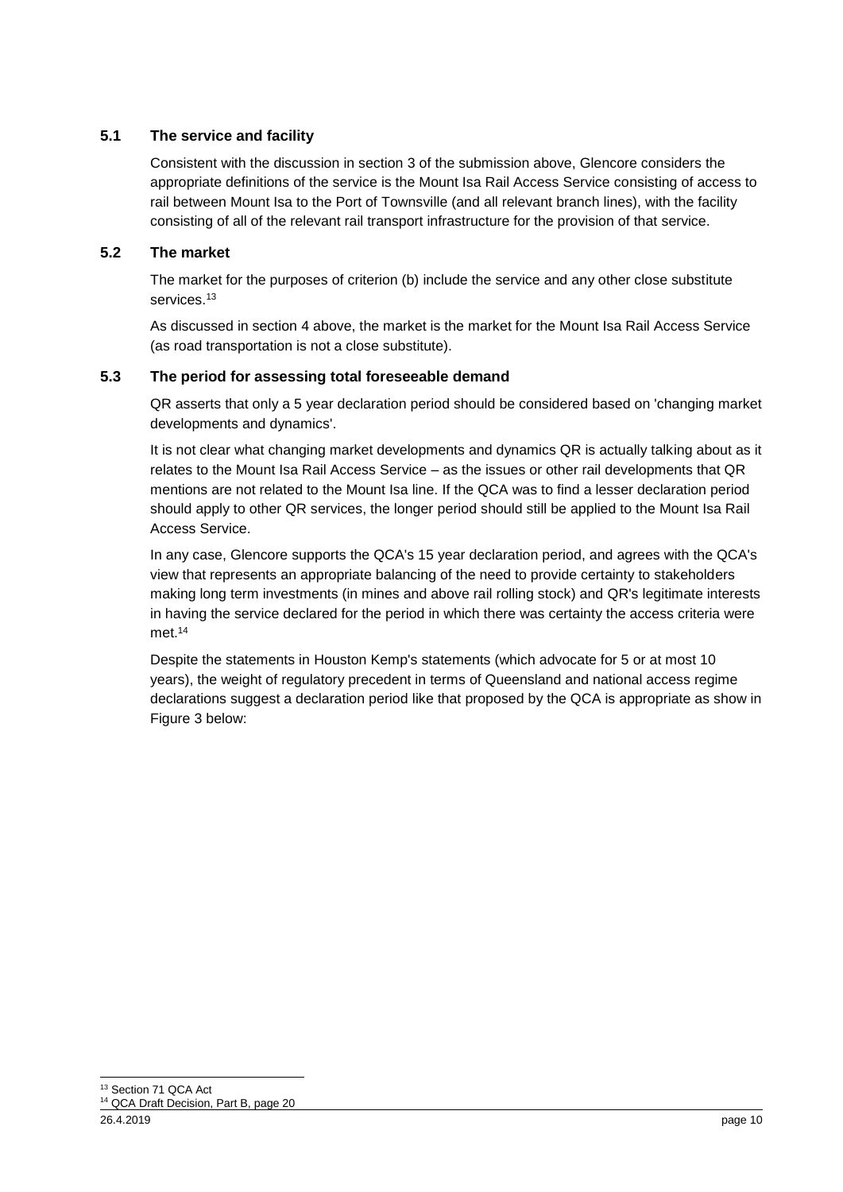### 5.1 The service and facility

Consistent with the discussion in section 3 of the submission above, Glencore considers the appropriate definitions of the service is the Mount Isa Rail Access Service consisting of access to rail between Mount Isa to the Port of Townsville (and all relevant branch lines), with the facility consisting of all of the relevant rail transport infrastructure for the provision of that service.

### 5.2 The market

The market for the purposes of criterion (b) include the service and any other close substitute services.[13]

As discussed in section 4 above, the market is the market for the Mount Isa Rail Access Service (as road transportation is not a close substitute).

### 5.3 The period for assessing total foreseeable demand

QR asserts that only a 5 year declaration period should be considered based on 'changing market developments and dynamics'.

It is not clear what changing market developments and dynamics QR is actually talking about as it relates to the Mount Isa Rail Access Service – as the issues or other rail developments that QR mentions are not related to the Mount Isa line. If the QCA was to find a lesser declaration period should apply to other QR services, the longer period should still be applied to the Mount Isa Rail Access Service.

In any case, Glencore supports the QCA's 15 year declaration period, and agrees with the QCA's view that represents an appropriate balancing of the need to provide certainty to stakeholders making long term investments (in mines and above rail rolling stock) and QR's legitimate interests in having the service declared for the period in which there was certainty the access criteria were met.[14]

Despite the statements in Houston Kemp's statements (which advocate for 5 or at most 10 years), the weight of regulatory precedent in terms of Queensland and national access regime declarations suggest a declaration period like that proposed by the QCA is appropriate as show in Figure 3 below:

---

[13] Section 71 QCA Act

[14] QCA Draft Decision, Part B, page 20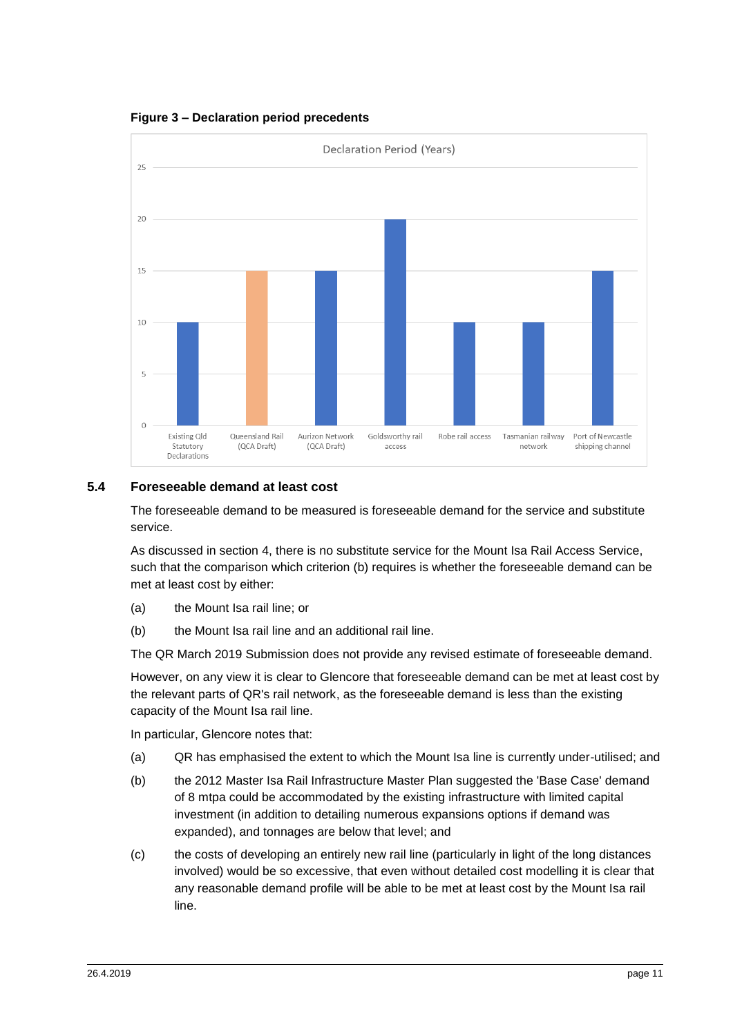**Figure 3 – Declaration period precedents**

Declaration Period (Years)

| Precedent | Declaration Period (Years) |
| --- | --- |
| Existing Qld Statutory Declarations | 10 |
| Queensland Rail (QCA Draft) | 15 |
| Aurizon Network (QCA Draft) | 15 |
| Goldsworthy rail access | 20 |
| Robe rail access | 10 |
| Tasmanian railway network | 10 |
| Port of Newcastle shipping channel | 15 |

## 5.4 Foreseeable demand at least cost

The foreseeable demand to be measured is foreseeable demand for the service and substitute service.

As discussed in section 4, there is no substitute service for the Mount Isa Rail Access Service, such that the comparison which criterion (b) requires is whether the foreseeable demand can be met at least cost by either:

(a) the Mount Isa rail line; or

(b) the Mount Isa rail line and an additional rail line.

The QR March 2019 Submission does not provide any revised estimate of foreseeable demand.

However, on any view it is clear to Glencore that foreseeable demand can be met at least cost by the relevant parts of QR's rail network, as the foreseeable demand is less than the existing capacity of the Mount Isa rail line.

In particular, Glencore notes that:

(a) QR has emphasised the extent to which the Mount Isa line is currently under-utilised; and

(b) the 2012 Master Isa Rail Infrastructure Master Plan suggested the 'Base Case' demand of 8 mtpa could be accommodated by the existing infrastructure with limited capital investment (in addition to detailing numerous expansions options if demand was expanded), and tonnages are below that level; and

(c) the costs of developing an entirely new rail line (particularly in light of the long distances involved) would be so excessive, that even without detailed cost modelling it is clear that any reasonable demand profile will be able to be met at least cost by the Mount Isa rail line.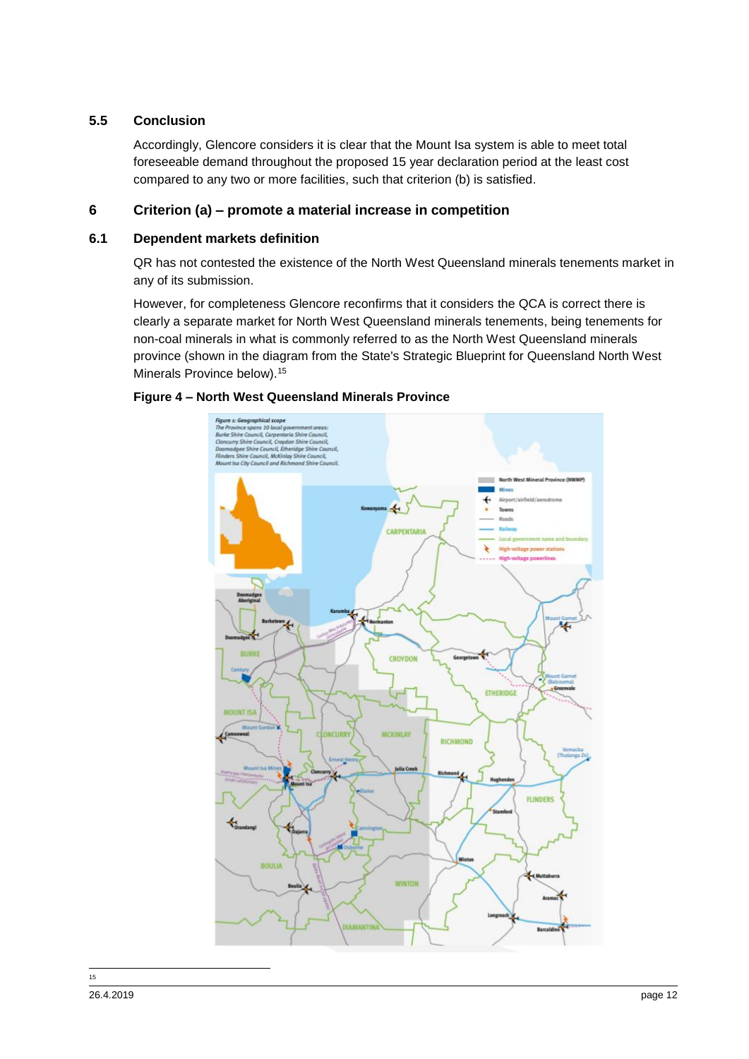## 5.5 Conclusion

Accordingly, Glencore considers it is clear that the Mount Isa system is able to meet total foreseeable demand throughout the proposed 15 year declaration period at the least cost compared to any two or more facilities, such that criterion (b) is satisfied.

# 6 Criterion (a) – promote a material increase in competition

## 6.1 Dependent markets definition

QR has not contested the existence of the North West Queensland minerals tenements market in any of its submission.

However, for completeness Glencore reconfirms that it considers the QCA is correct there is clearly a separate market for North West Queensland minerals tenements, being tenements for non-coal minerals in what is commonly referred to as the North West Queensland minerals province (shown in the diagram from the State's Strategic Blueprint for Queensland North West Minerals Province below).[15]

**Figure 4 – North West Queensland Minerals Province**

15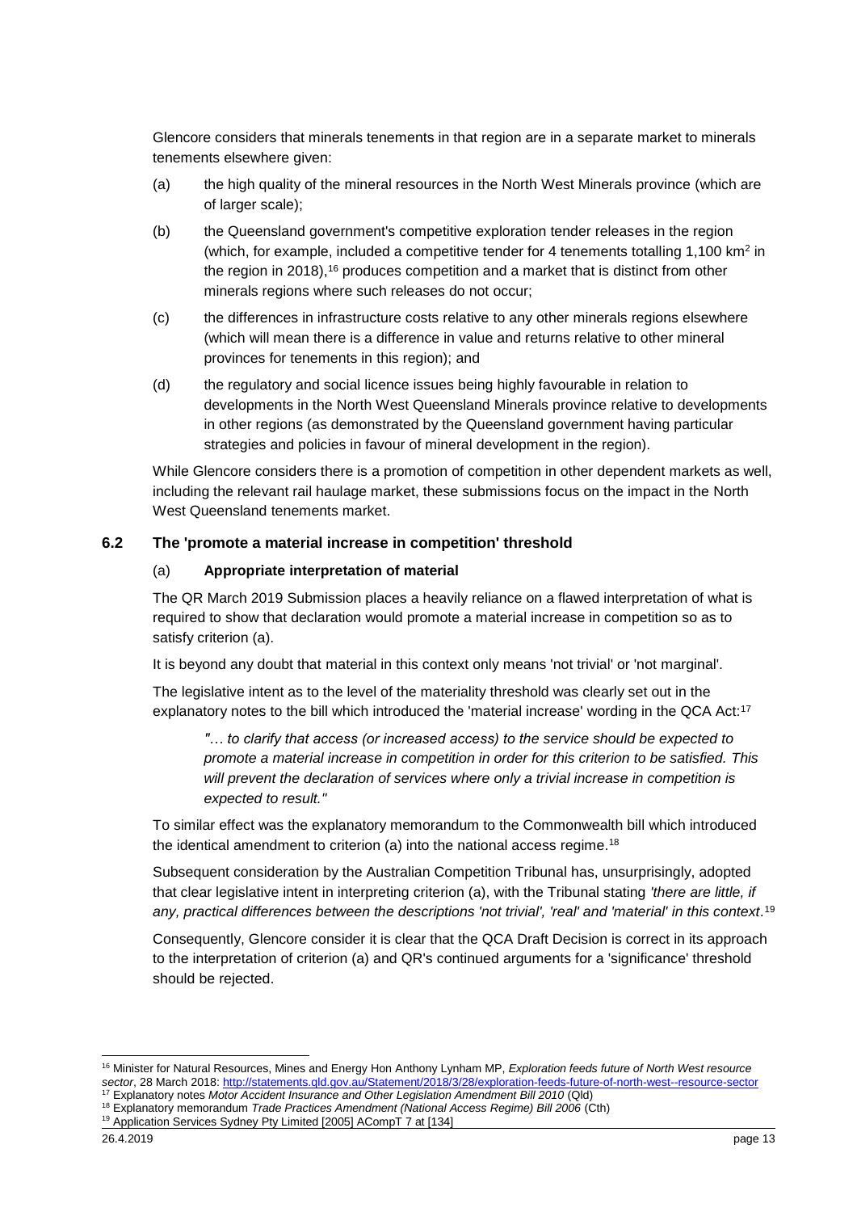Glencore considers that minerals tenements in that region are in a separate market to minerals tenements elsewhere given:

(a) the high quality of the mineral resources in the North West Minerals province (which are of larger scale);

(b) the Queensland government's competitive exploration tender releases in the region (which, for example, included a competitive tender for 4 tenements totalling 1,100 km$^2$ in the region in 2018),[16] produces competition and a market that is distinct from other minerals regions where such releases do not occur;

(c) the differences in infrastructure costs relative to any other minerals regions elsewhere (which will mean there is a difference in value and returns relative to other mineral provinces for tenements in this region); and

(d) the regulatory and social licence issues being highly favourable in relation to developments in the North West Queensland Minerals province relative to developments in other regions (as demonstrated by the Queensland government having particular strategies and policies in favour of mineral development in the region).

While Glencore considers there is a promotion of competition in other dependent markets as well, including the relevant rail haulage market, these submissions focus on the impact in the North West Queensland tenements market.

### 6.2 The 'promote a material increase in competition' threshold

#### (a) Appropriate interpretation of material

The QR March 2019 Submission places a heavily reliance on a flawed interpretation of what is required to show that declaration would promote a material increase in competition so as to satisfy criterion (a).

It is beyond any doubt that material in this context only means 'not trivial' or 'not marginal'.

The legislative intent as to the level of the materiality threshold was clearly set out in the explanatory notes to the bill which introduced the 'material increase' wording in the QCA Act:[17]

> *"… to clarify that access (or increased access) to the service should be expected to promote a material increase in competition in order for this criterion to be satisfied. This will prevent the declaration of services where only a trivial increase in competition is expected to result."*

To similar effect was the explanatory memorandum to the Commonwealth bill which introduced the identical amendment to criterion (a) into the national access regime.[18]

Subsequent consideration by the Australian Competition Tribunal has, unsurprisingly, adopted that clear legislative intent in interpreting criterion (a), with the Tribunal stating *'there are little, if any, practical differences between the descriptions 'not trivial', 'real' and 'material' in this context*.[19]

Consequently, Glencore consider it is clear that the QCA Draft Decision is correct in its approach to the interpretation of criterion (a) and QR's continued arguments for a 'significance' threshold should be rejected.

---

[16] Minister for Natural Resources, Mines and Energy Hon Anthony Lynham MP, *Exploration feeds future of North West resource sector*, 28 March 2018: http://statements.qld.gov.au/Statement/2018/3/28/exploration-feeds-future-of-north-west--resource-sector

[17] Explanatory notes *Motor Accident Insurance and Other Legislation Amendment Bill 2010* (Qld)

[18] Explanatory memorandum *Trade Practices Amendment (National Access Regime) Bill 2006* (Cth)

[19] Application Services Sydney Pty Limited [2005] ACompT 7 at [134]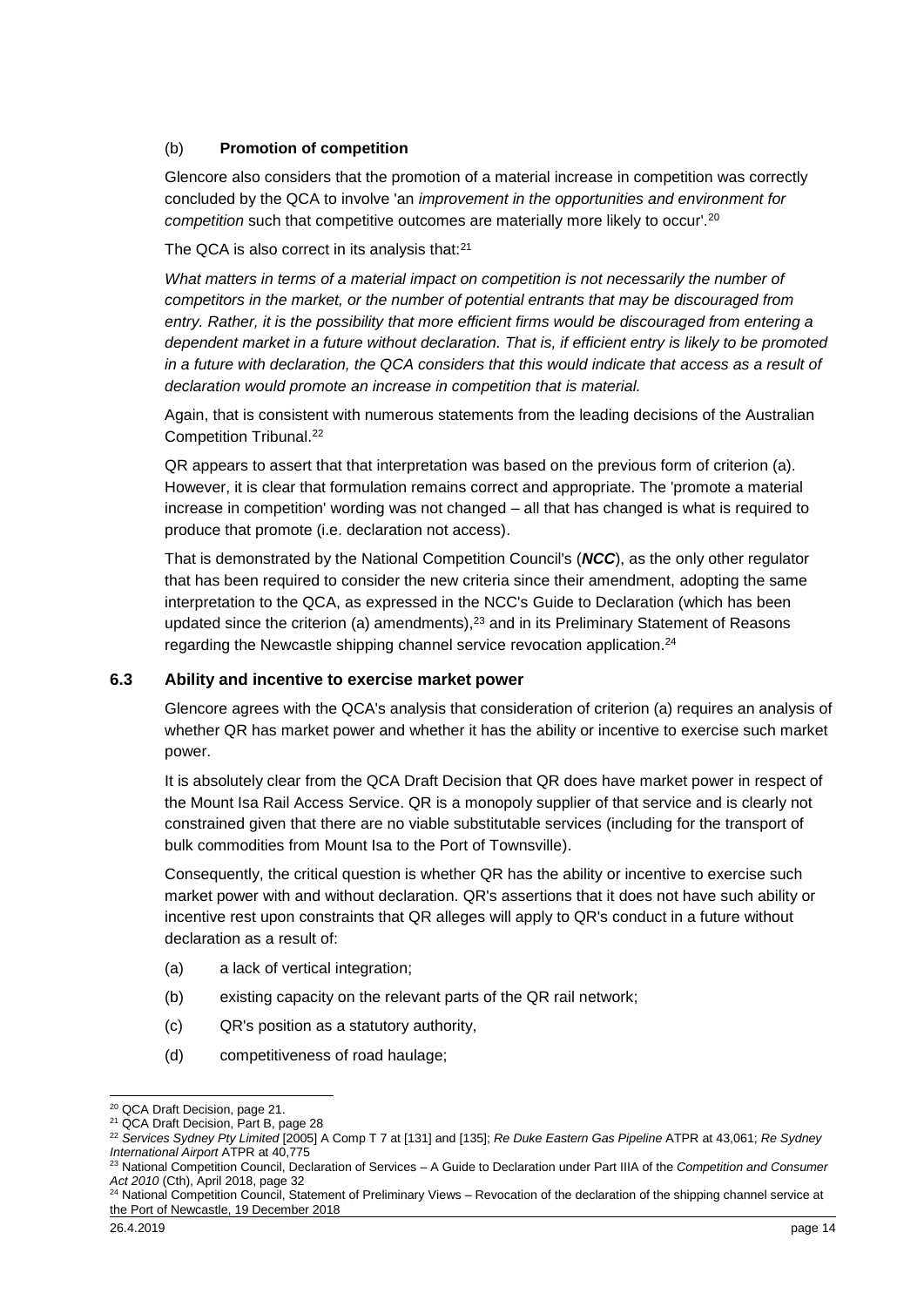(b) **Promotion of competition**

Glencore also considers that the promotion of a material increase in competition was correctly concluded by the QCA to involve 'an *improvement in the opportunities and environment for competition* such that competitive outcomes are materially more likely to occur'.[20]

The QCA is also correct in its analysis that:[21]

*What matters in terms of a material impact on competition is not necessarily the number of competitors in the market, or the number of potential entrants that may be discouraged from entry. Rather, it is the possibility that more efficient firms would be discouraged from entering a dependent market in a future without declaration. That is, if efficient entry is likely to be promoted in a future with declaration, the QCA considers that this would indicate that access as a result of declaration would promote an increase in competition that is material.*

Again, that is consistent with numerous statements from the leading decisions of the Australian Competition Tribunal.[22]

QR appears to assert that that interpretation was based on the previous form of criterion (a). However, it is clear that formulation remains correct and appropriate. The 'promote a material increase in competition' wording was not changed – all that has changed is what is required to produce that promote (i.e. declaration not access).

That is demonstrated by the National Competition Council's (***NCC***), as the only other regulator that has been required to consider the new criteria since their amendment, adopting the same interpretation to the QCA, as expressed in the NCC's Guide to Declaration (which has been updated since the criterion (a) amendments),[23] and in its Preliminary Statement of Reasons regarding the Newcastle shipping channel service revocation application.[24]

### 6.3 Ability and incentive to exercise market power

Glencore agrees with the QCA's analysis that consideration of criterion (a) requires an analysis of whether QR has market power and whether it has the ability or incentive to exercise such market power.

It is absolutely clear from the QCA Draft Decision that QR does have market power in respect of the Mount Isa Rail Access Service. QR is a monopoly supplier of that service and is clearly not constrained given that there are no viable substitutable services (including for the transport of bulk commodities from Mount Isa to the Port of Townsville).

Consequently, the critical question is whether QR has the ability or incentive to exercise such market power with and without declaration. QR's assertions that it does not have such ability or incentive rest upon constraints that QR alleges will apply to QR's conduct in a future without declaration as a result of:

(a) a lack of vertical integration;

(b) existing capacity on the relevant parts of the QR rail network;

(c) QR's position as a statutory authority,

(d) competitiveness of road haulage;

---

[20] QCA Draft Decision, page 21.

[21] QCA Draft Decision, Part B, page 28

[22] *Services Sydney Pty Limited* [2005] A Comp T 7 at [131] and [135]; *Re Duke Eastern Gas Pipeline* ATPR at 43,061; *Re Sydney International Airport* ATPR at 40,775

[23] National Competition Council, Declaration of Services – A Guide to Declaration under Part IIIA of the *Competition and Consumer Act 2010* (Cth), April 2018, page 32

[24] National Competition Council, Statement of Preliminary Views – Revocation of the declaration of the shipping channel service at the Port of Newcastle, 19 December 2018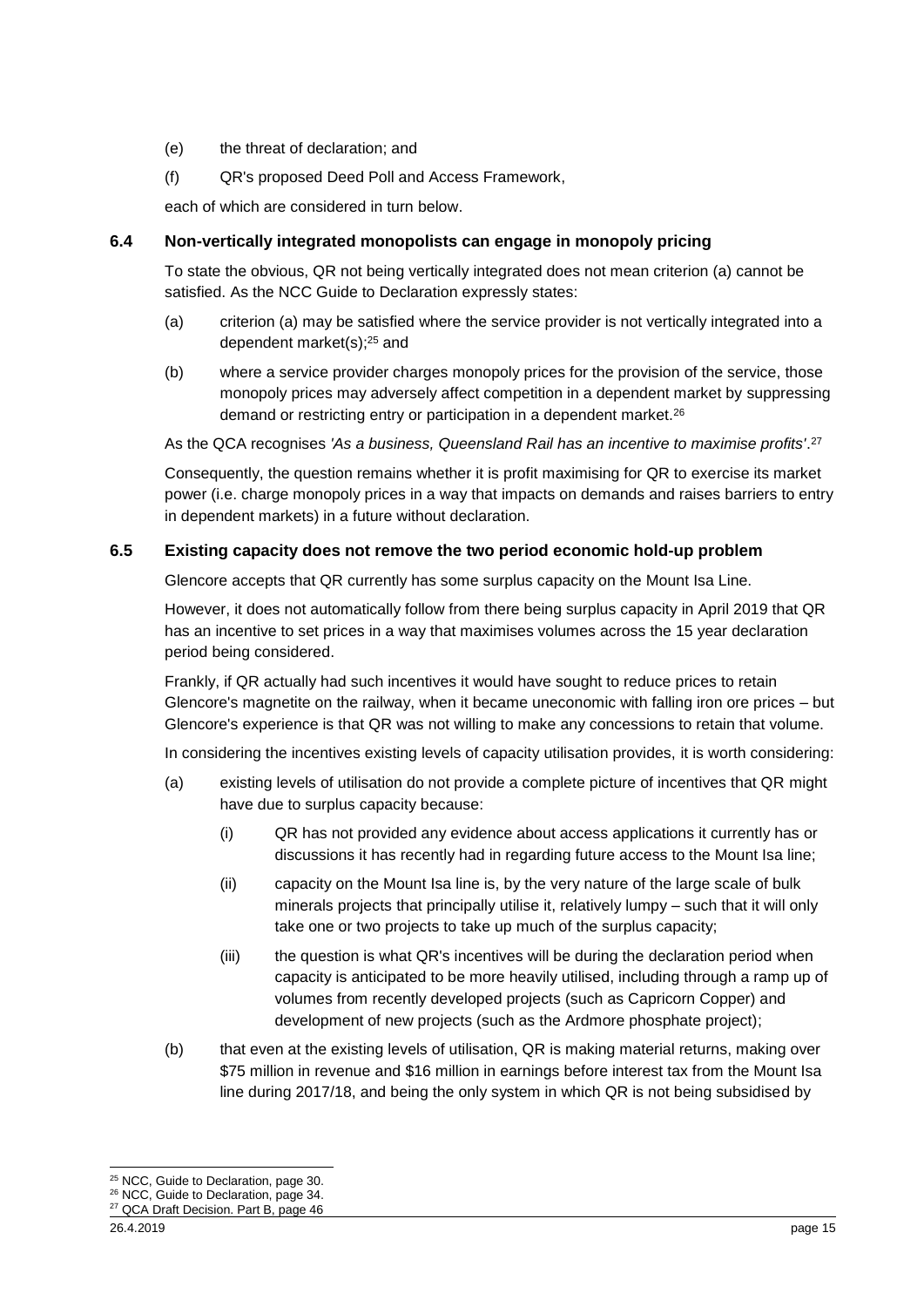(e) the threat of declaration; and

(f) QR's proposed Deed Poll and Access Framework,

each of which are considered in turn below.

### 6.4 Non-vertically integrated monopolists can engage in monopoly pricing

To state the obvious, QR not being vertically integrated does not mean criterion (a) cannot be satisfied. As the NCC Guide to Declaration expressly states:

(a) criterion (a) may be satisfied where the service provider is not vertically integrated into a dependent market(s);[25] and

(b) where a service provider charges monopoly prices for the provision of the service, those monopoly prices may adversely affect competition in a dependent market by suppressing demand or restricting entry or participation in a dependent market.[26]

As the QCA recognises *'As a business, Queensland Rail has an incentive to maximise profits'*.[27]

Consequently, the question remains whether it is profit maximising for QR to exercise its market power (i.e. charge monopoly prices in a way that impacts on demands and raises barriers to entry in dependent markets) in a future without declaration.

### 6.5 Existing capacity does not remove the two period economic hold-up problem

Glencore accepts that QR currently has some surplus capacity on the Mount Isa Line.

However, it does not automatically follow from there being surplus capacity in April 2019 that QR has an incentive to set prices in a way that maximises volumes across the 15 year declaration period being considered.

Frankly, if QR actually had such incentives it would have sought to reduce prices to retain Glencore's magnetite on the railway, when it became uneconomic with falling iron ore prices – but Glencore's experience is that QR was not willing to make any concessions to retain that volume.

In considering the incentives existing levels of capacity utilisation provides, it is worth considering:

(a) existing levels of utilisation do not provide a complete picture of incentives that QR might have due to surplus capacity because:

   (i) QR has not provided any evidence about access applications it currently has or discussions it has recently had in regarding future access to the Mount Isa line;

   (ii) capacity on the Mount Isa line is, by the very nature of the large scale of bulk minerals projects that principally utilise it, relatively lumpy – such that it will only take one or two projects to take up much of the surplus capacity;

   (iii) the question is what QR's incentives will be during the declaration period when capacity is anticipated to be more heavily utilised, including through a ramp up of volumes from recently developed projects (such as Capricorn Copper) and development of new projects (such as the Ardmore phosphate project);

(b) that even at the existing levels of utilisation, QR is making material returns, making over $75 million in revenue and $16 million in earnings before interest tax from the Mount Isa line during 2017/18, and being the only system in which QR is not being subsidised by

[25] NCC, Guide to Declaration, page 30.
[26] NCC, Guide to Declaration, page 34.
[27] QCA Draft Decision. Part B, page 46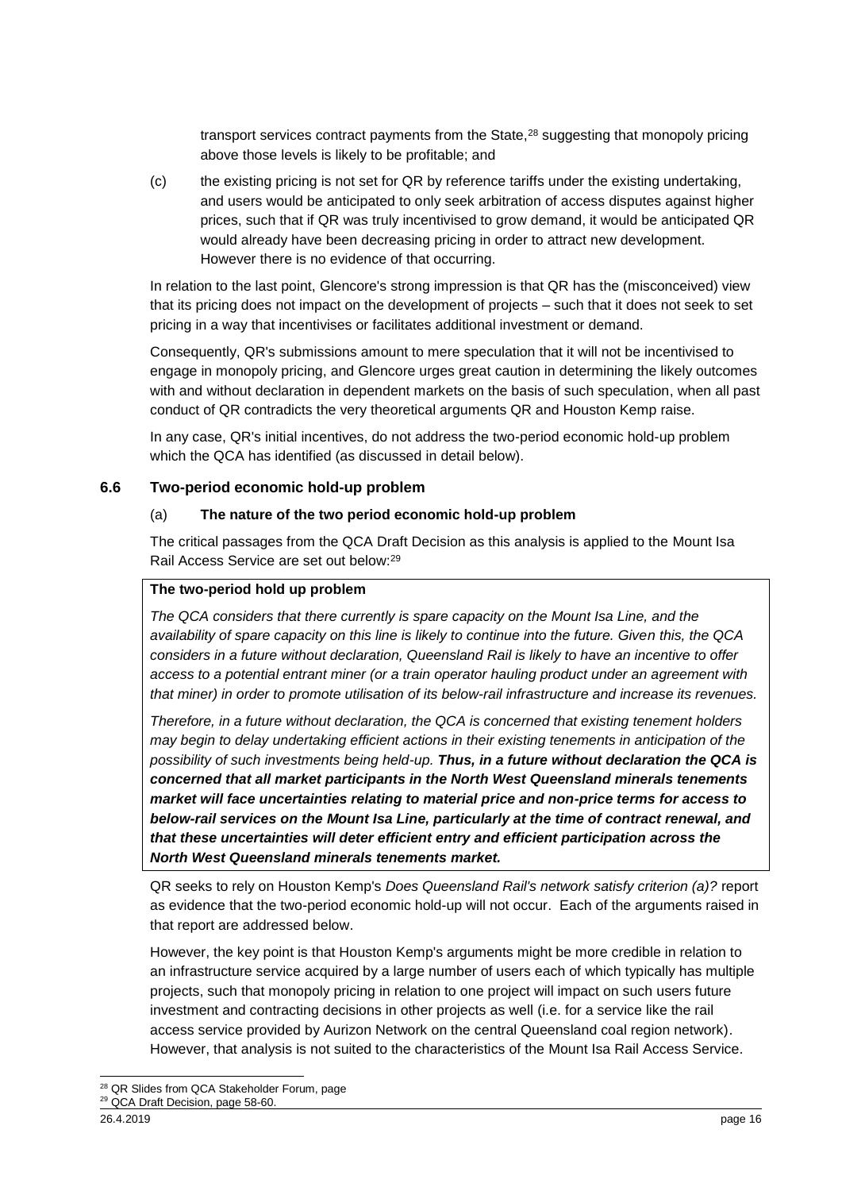transport services contract payments from the State,[28] suggesting that monopoly pricing above those levels is likely to be profitable; and

(c) the existing pricing is not set for QR by reference tariffs under the existing undertaking, and users would be anticipated to only seek arbitration of access disputes against higher prices, such that if QR was truly incentivised to grow demand, it would be anticipated QR would already have been decreasing pricing in order to attract new development. However there is no evidence of that occurring.

In relation to the last point, Glencore's strong impression is that QR has the (misconceived) view that its pricing does not impact on the development of projects – such that it does not seek to set pricing in a way that incentivises or facilitates additional investment or demand.

Consequently, QR's submissions amount to mere speculation that it will not be incentivised to engage in monopoly pricing, and Glencore urges great caution in determining the likely outcomes with and without declaration in dependent markets on the basis of such speculation, when all past conduct of QR contradicts the very theoretical arguments QR and Houston Kemp raise.

In any case, QR's initial incentives, do not address the two-period economic hold-up problem which the QCA has identified (as discussed in detail below).

## 6.6 Two-period economic hold-up problem

### (a) The nature of the two period economic hold-up problem

The critical passages from the QCA Draft Decision as this analysis is applied to the Mount Isa Rail Access Service are set out below:[29]

> **The two-period hold up problem**
>
> *The QCA considers that there currently is spare capacity on the Mount Isa Line, and the availability of spare capacity on this line is likely to continue into the future. Given this, the QCA considers in a future without declaration, Queensland Rail is likely to have an incentive to offer access to a potential entrant miner (or a train operator hauling product under an agreement with that miner) in order to promote utilisation of its below-rail infrastructure and increase its revenues.*
>
> *Therefore, in a future without declaration, the QCA is concerned that existing tenement holders may begin to delay undertaking efficient actions in their existing tenements in anticipation of the possibility of such investments being held-up.* ***Thus, in a future without declaration the QCA is concerned that all market participants in the North West Queensland minerals tenements market will face uncertainties relating to material price and non-price terms for access to below-rail services on the Mount Isa Line, particularly at the time of contract renewal, and that these uncertainties will deter efficient entry and efficient participation across the North West Queensland minerals tenements market.***

QR seeks to rely on Houston Kemp's *Does Queensland Rail's network satisfy criterion (a)?* report as evidence that the two-period economic hold-up will not occur. Each of the arguments raised in that report are addressed below.

However, the key point is that Houston Kemp's arguments might be more credible in relation to an infrastructure service acquired by a large number of users each of which typically has multiple projects, such that monopoly pricing in relation to one project will impact on such users future investment and contracting decisions in other projects as well (i.e. for a service like the rail access service provided by Aurizon Network on the central Queensland coal region network). However, that analysis is not suited to the characteristics of the Mount Isa Rail Access Service.

---

[28] QR Slides from QCA Stakeholder Forum, page

[29] QCA Draft Decision, page 58-60.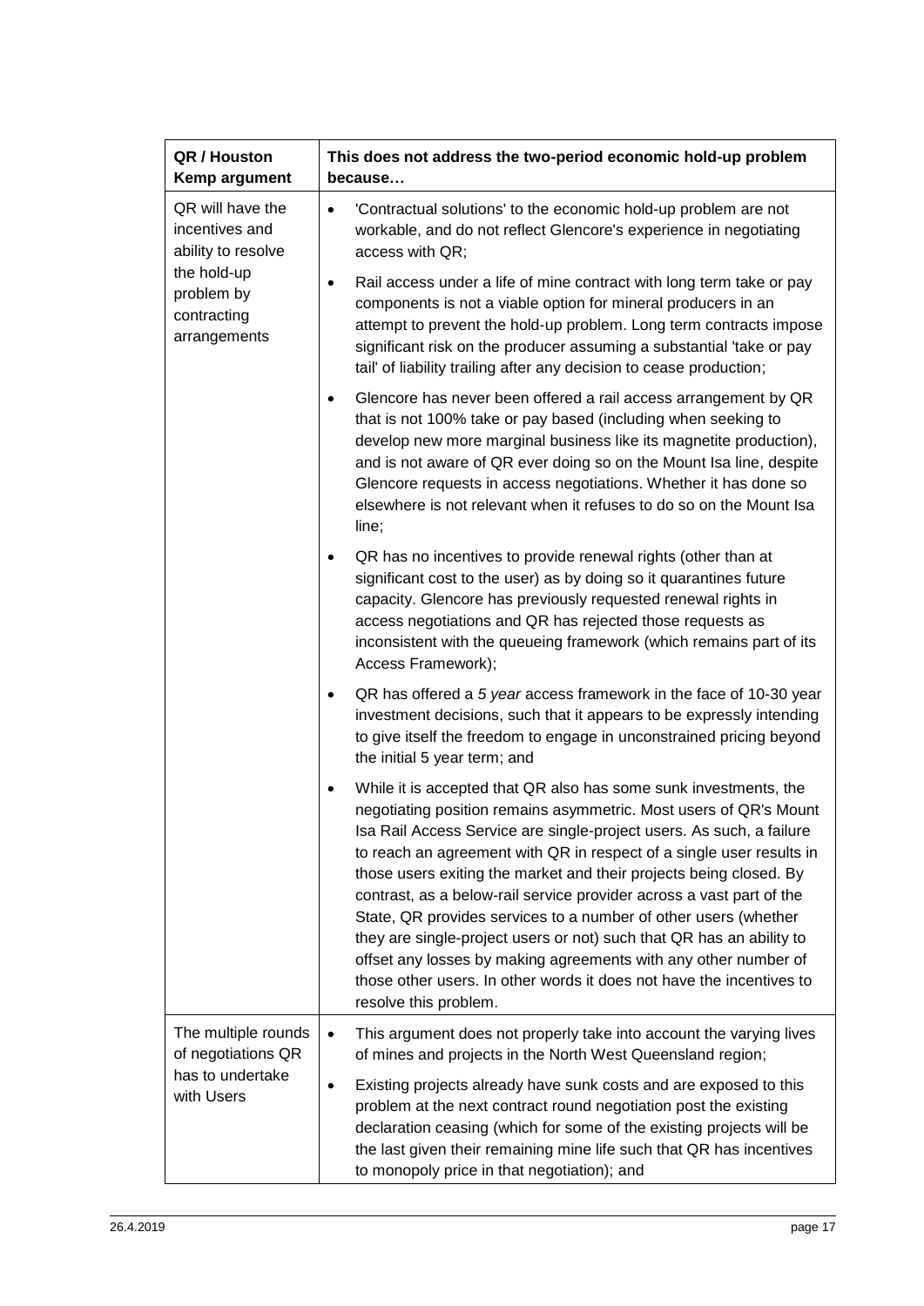| QR / Houston Kemp argument | This does not address the two-period economic hold-up problem because… |
|---|---|
| QR will have the incentives and ability to resolve the hold-up problem by contracting arrangements | • 'Contractual solutions' to the economic hold-up problem are not workable, and do not reflect Glencore's experience in negotiating access with QR;<br>• Rail access under a life of mine contract with long term take or pay components is not a viable option for mineral producers in an attempt to prevent the hold-up problem. Long term contracts impose significant risk on the producer assuming a substantial 'take or pay tail' of liability trailing after any decision to cease production;<br>• Glencore has never been offered a rail access arrangement by QR that is not 100% take or pay based (including when seeking to develop new more marginal business like its magnetite production), and is not aware of QR ever doing so on the Mount Isa line, despite Glencore requests in access negotiations. Whether it has done so elsewhere is not relevant when it refuses to do so on the Mount Isa line;<br>• QR has no incentives to provide renewal rights (other than at significant cost to the user) as by doing so it quarantines future capacity. Glencore has previously requested renewal rights in access negotiations and QR has rejected those requests as inconsistent with the queueing framework (which remains part of its Access Framework);<br>• QR has offered a *5 year* access framework in the face of 10-30 year investment decisions, such that it appears to be expressly intending to give itself the freedom to engage in unconstrained pricing beyond the initial 5 year term; and<br>• While it is accepted that QR also has some sunk investments, the negotiating position remains asymmetric. Most users of QR's Mount Isa Rail Access Service are single-project users. As such, a failure to reach an agreement with QR in respect of a single user results in those users exiting the market and their projects being closed. By contrast, as a below-rail service provider across a vast part of the State, QR provides services to a number of other users (whether they are single-project users or not) such that QR has an ability to offset any losses by making agreements with any other number of those other users. In other words it does not have the incentives to resolve this problem. |
| The multiple rounds of negotiations QR has to undertake with Users | • This argument does not properly take into account the varying lives of mines and projects in the North West Queensland region;<br>• Existing projects already have sunk costs and are exposed to this problem at the next contract round negotiation post the existing declaration ceasing (which for some of the existing projects will be the last given their remaining mine life such that QR has incentives to monopoly price in that negotiation); and |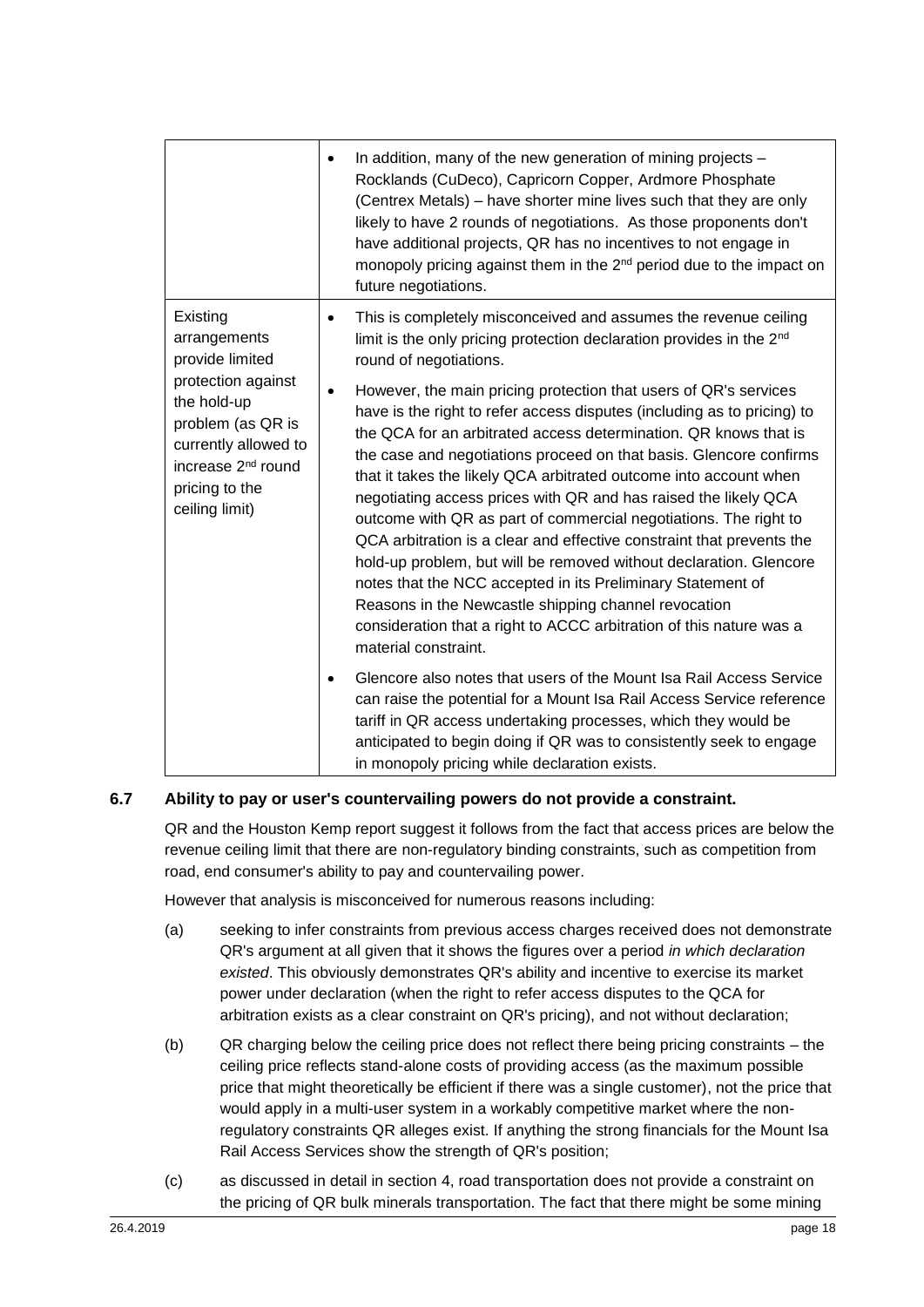|  |  |
|---|---|
|  | • In addition, many of the new generation of mining projects – Rocklands (CuDeco), Capricorn Copper, Ardmore Phosphate (Centrex Metals) – have shorter mine lives such that they are only likely to have 2 rounds of negotiations. As those proponents don't have additional projects, QR has no incentives to not engage in monopoly pricing against them in the 2nd period due to the impact on future negotiations. |
| Existing arrangements provide limited protection against the hold-up problem (as QR is currently allowed to increase 2nd round pricing to the ceiling limit) | • This is completely misconceived and assumes the revenue ceiling limit is the only pricing protection declaration provides in the 2nd round of negotiations.<br><br>• However, the main pricing protection that users of QR's services have is the right to refer access disputes (including as to pricing) to the QCA for an arbitrated access determination. QR knows that is the case and negotiations proceed on that basis. Glencore confirms that it takes the likely QCA arbitrated outcome into account when negotiating access prices with QR and has raised the likely QCA outcome with QR as part of commercial negotiations. The right to QCA arbitration is a clear and effective constraint that prevents the hold-up problem, but will be removed without declaration. Glencore notes that the NCC accepted in its Preliminary Statement of Reasons in the Newcastle shipping channel revocation consideration that a right to ACCC arbitration of this nature was a material constraint.<br><br>• Glencore also notes that users of the Mount Isa Rail Access Service can raise the potential for a Mount Isa Rail Access Service reference tariff in QR access undertaking processes, which they would be anticipated to begin doing if QR was to consistently seek to engage in monopoly pricing while declaration exists. |

### 6.7 Ability to pay or user's countervailing powers do not provide a constraint.

QR and the Houston Kemp report suggest it follows from the fact that access prices are below the revenue ceiling limit that there are non-regulatory binding constraints, such as competition from road, end consumer's ability to pay and countervailing power.

However that analysis is misconceived for numerous reasons including:

(a) seeking to infer constraints from previous access charges received does not demonstrate QR's argument at all given that it shows the figures over a period *in which declaration existed*. This obviously demonstrates QR's ability and incentive to exercise its market power under declaration (when the right to refer access disputes to the QCA for arbitration exists as a clear constraint on QR's pricing), and not without declaration;

(b) QR charging below the ceiling price does not reflect there being pricing constraints – the ceiling price reflects stand-alone costs of providing access (as the maximum possible price that might theoretically be efficient if there was a single customer), not the price that would apply in a multi-user system in a workably competitive market where the non-regulatory constraints QR alleges exist. If anything the strong financials for the Mount Isa Rail Access Services show the strength of QR's position;

(c) as discussed in detail in section 4, road transportation does not provide a constraint on the pricing of QR bulk minerals transportation. The fact that there might be some mining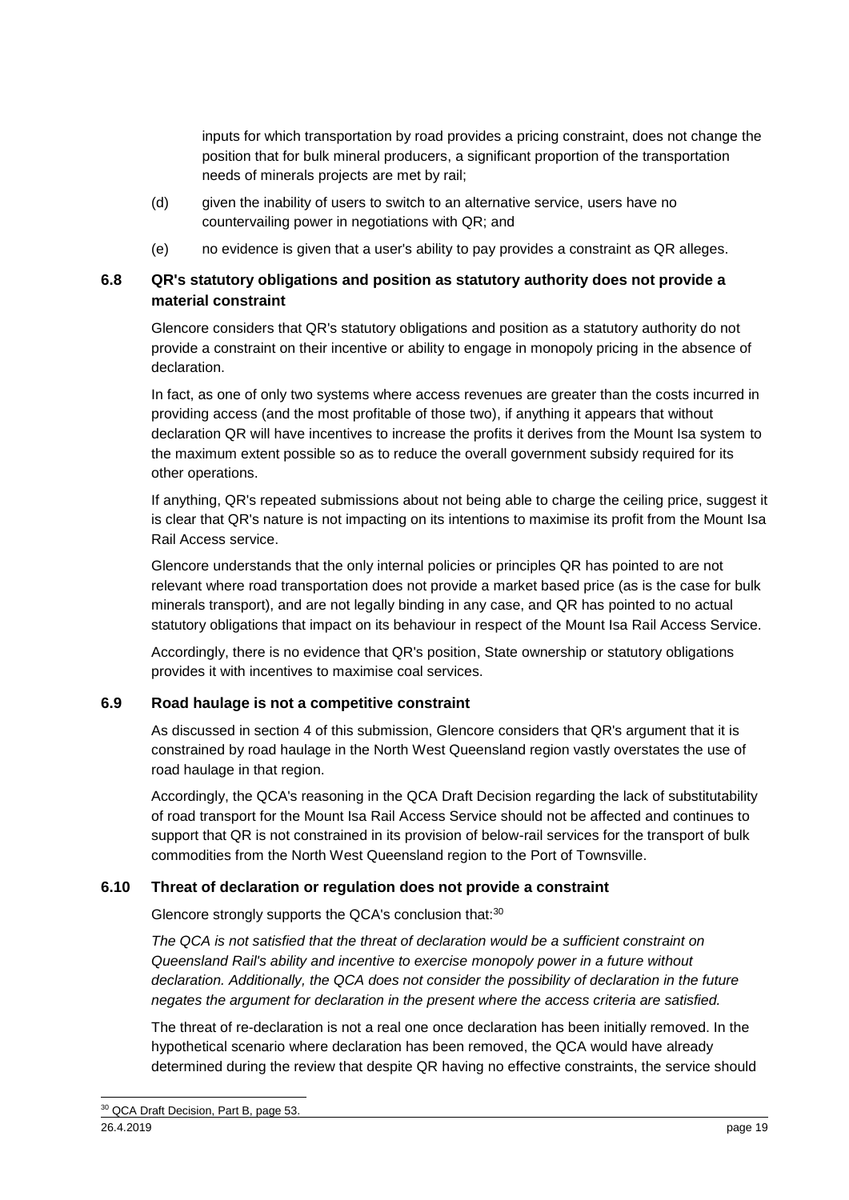inputs for which transportation by road provides a pricing constraint, does not change the position that for bulk mineral producers, a significant proportion of the transportation needs of minerals projects are met by rail;

(d) given the inability of users to switch to an alternative service, users have no countervailing power in negotiations with QR; and

(e) no evidence is given that a user's ability to pay provides a constraint as QR alleges.

### 6.8 QR's statutory obligations and position as statutory authority does not provide a material constraint

Glencore considers that QR's statutory obligations and position as a statutory authority do not provide a constraint on their incentive or ability to engage in monopoly pricing in the absence of declaration.

In fact, as one of only two systems where access revenues are greater than the costs incurred in providing access (and the most profitable of those two), if anything it appears that without declaration QR will have incentives to increase the profits it derives from the Mount Isa system to the maximum extent possible so as to reduce the overall government subsidy required for its other operations.

If anything, QR's repeated submissions about not being able to charge the ceiling price, suggest it is clear that QR's nature is not impacting on its intentions to maximise its profit from the Mount Isa Rail Access service.

Glencore understands that the only internal policies or principles QR has pointed to are not relevant where road transportation does not provide a market based price (as is the case for bulk minerals transport), and are not legally binding in any case, and QR has pointed to no actual statutory obligations that impact on its behaviour in respect of the Mount Isa Rail Access Service.

Accordingly, there is no evidence that QR's position, State ownership or statutory obligations provides it with incentives to maximise coal services.

### 6.9 Road haulage is not a competitive constraint

As discussed in section 4 of this submission, Glencore considers that QR's argument that it is constrained by road haulage in the North West Queensland region vastly overstates the use of road haulage in that region.

Accordingly, the QCA's reasoning in the QCA Draft Decision regarding the lack of substitutability of road transport for the Mount Isa Rail Access Service should not be affected and continues to support that QR is not constrained in its provision of below-rail services for the transport of bulk commodities from the North West Queensland region to the Port of Townsville.

### 6.10 Threat of declaration or regulation does not provide a constraint

Glencore strongly supports the QCA's conclusion that:[30]

*The QCA is not satisfied that the threat of declaration would be a sufficient constraint on Queensland Rail's ability and incentive to exercise monopoly power in a future without declaration. Additionally, the QCA does not consider the possibility of declaration in the future negates the argument for declaration in the present where the access criteria are satisfied.*

The threat of re-declaration is not a real one once declaration has been initially removed. In the hypothetical scenario where declaration has been removed, the QCA would have already determined during the review that despite QR having no effective constraints, the service should

[30] QCA Draft Decision, Part B, page 53.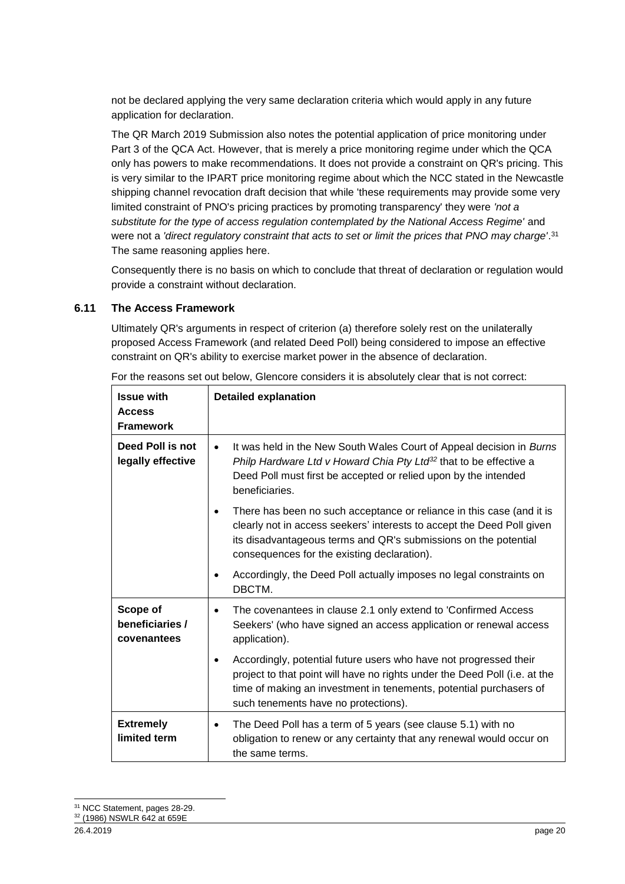not be declared applying the very same declaration criteria which would apply in any future application for declaration.

The QR March 2019 Submission also notes the potential application of price monitoring under Part 3 of the QCA Act. However, that is merely a price monitoring regime under which the QCA only has powers to make recommendations. It does not provide a constraint on QR's pricing. This is very similar to the IPART price monitoring regime about which the NCC stated in the Newcastle shipping channel revocation draft decision that while 'these requirements may provide some very limited constraint of PNO's pricing practices by promoting transparency' they were *'not a substitute for the type of access regulation contemplated by the National Access Regime'* and were not a *'direct regulatory constraint that acts to set or limit the prices that PNO may charge'*.[31] The same reasoning applies here.

Consequently there is no basis on which to conclude that threat of declaration or regulation would provide a constraint without declaration.

### 6.11 The Access Framework

Ultimately QR's arguments in respect of criterion (a) therefore solely rest on the unilaterally proposed Access Framework (and related Deed Poll) being considered to impose an effective constraint on QR's ability to exercise market power in the absence of declaration.

For the reasons set out below, Glencore considers it is absolutely clear that is not correct:

| Issue with Access Framework | Detailed explanation |
|---|---|
| **Deed Poll is not legally effective** | • It was held in the New South Wales Court of Appeal decision in *Burns Philp Hardware Ltd v Howard Chia Pty Ltd*[32] that to be effective a Deed Poll must first be accepted or relied upon by the intended beneficiaries.<br>• There has been no such acceptance or reliance in this case (and it is clearly not in access seekers' interests to accept the Deed Poll given its disadvantageous terms and QR's submissions on the potential consequences for the existing declaration).<br>• Accordingly, the Deed Poll actually imposes no legal constraints on DBCTM. |
| **Scope of beneficiaries / covenantees** | • The covenantees in clause 2.1 only extend to 'Confirmed Access Seekers' (who have signed an access application or renewal access application).<br>• Accordingly, potential future users who have not progressed their project to that point will have no rights under the Deed Poll (i.e. at the time of making an investment in tenements, potential purchasers of such tenements have no protections). |
| **Extremely limited term** | • The Deed Poll has a term of 5 years (see clause 5.1) with no obligation to renew or any certainty that any renewal would occur on the same terms. |

[31] NCC Statement, pages 28-29.
[32] (1986) NSWLR 642 at 659E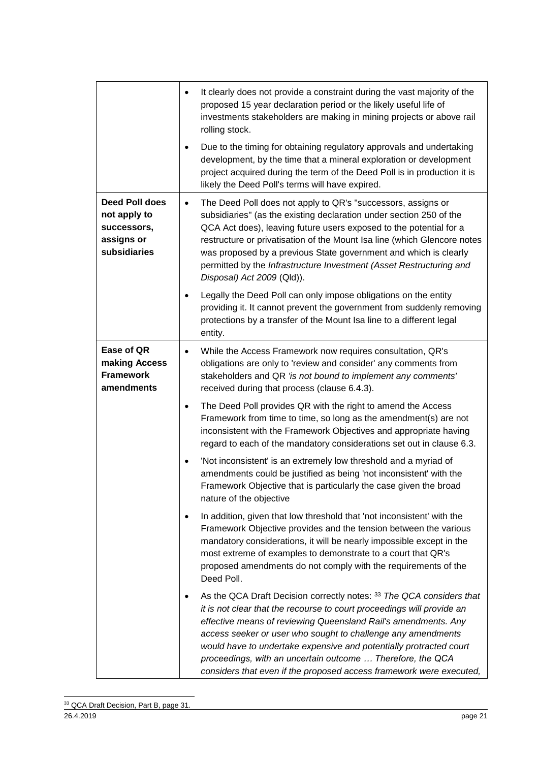| | |
|---|---|
| | • It clearly does not provide a constraint during the vast majority of the proposed 15 year declaration period or the likely useful life of investments stakeholders are making in mining projects or above rail rolling stock.<br>• Due to the timing for obtaining regulatory approvals and undertaking development, by the time that a mineral exploration or development project acquired during the term of the Deed Poll is in production it is likely the Deed Poll's terms will have expired. |
| **Deed Poll does not apply to successors, assigns or subsidiaries** | • The Deed Poll does not apply to QR's "successors, assigns or subsidiaries" (as the existing declaration under section 250 of the QCA Act does), leaving future users exposed to the potential for a restructure or privatisation of the Mount Isa line (which Glencore notes was proposed by a previous State government and which is clearly permitted by the *Infrastructure Investment (Asset Restructuring and Disposal) Act 2009* (Qld)).<br>• Legally the Deed Poll can only impose obligations on the entity providing it. It cannot prevent the government from suddenly removing protections by a transfer of the Mount Isa line to a different legal entity. |
| **Ease of QR making Access Framework amendments** | • While the Access Framework now requires consultation, QR's obligations are only to 'review and consider' any comments from stakeholders and QR *'is not bound to implement any comments'* received during that process (clause 6.4.3).<br>• The Deed Poll provides QR with the right to amend the Access Framework from time to time, so long as the amendment(s) are not inconsistent with the Framework Objectives and appropriate having regard to each of the mandatory considerations set out in clause 6.3.<br>• 'Not inconsistent' is an extremely low threshold and a myriad of amendments could be justified as being 'not inconsistent' with the Framework Objective that is particularly the case given the broad nature of the objective<br>• In addition, given that low threshold that 'not inconsistent' with the Framework Objective provides and the tension between the various mandatory considerations, it will be nearly impossible except in the most extreme of examples to demonstrate to a court that QR's proposed amendments do not comply with the requirements of the Deed Poll.<br>• As the QCA Draft Decision correctly notes: [33] *The QCA considers that it is not clear that the recourse to court proceedings will provide an effective means of reviewing Queensland Rail's amendments. Any access seeker or user who sought to challenge any amendments would have to undertake expensive and potentially protracted court proceedings, with an uncertain outcome … Therefore, the QCA considers that even if the proposed access framework were executed,* |

[33] QCA Draft Decision, Part B, page 31.

26.4.2019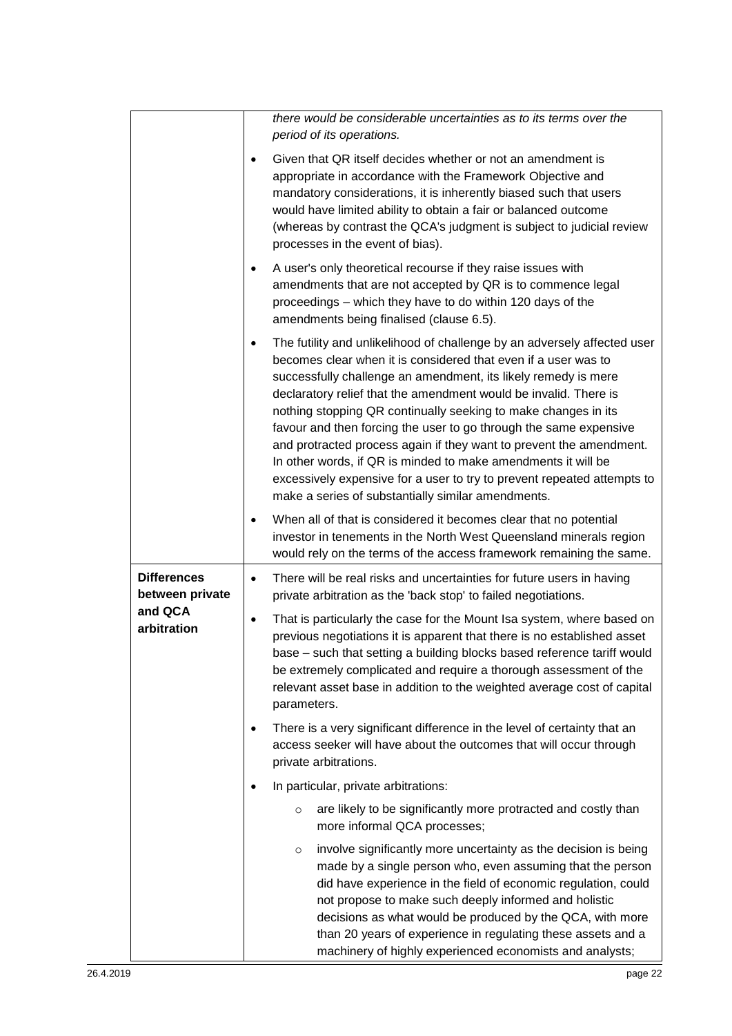| | |
|---|---|
| | *there would be considerable uncertainties as to its terms over the period of its operations.*<br><br>• Given that QR itself decides whether or not an amendment is appropriate in accordance with the Framework Objective and mandatory considerations, it is inherently biased such that users would have limited ability to obtain a fair or balanced outcome (whereas by contrast the QCA's judgment is subject to judicial review processes in the event of bias).<br><br>• A user's only theoretical recourse if they raise issues with amendments that are not accepted by QR is to commence legal proceedings – which they have to do within 120 days of the amendments being finalised (clause 6.5).<br><br>• The futility and unlikelihood of challenge by an adversely affected user becomes clear when it is considered that even if a user was to successfully challenge an amendment, its likely remedy is mere declaratory relief that the amendment would be invalid. There is nothing stopping QR continually seeking to make changes in its favour and then forcing the user to go through the same expensive and protracted process again if they want to prevent the amendment. In other words, if QR is minded to make amendments it will be excessively expensive for a user to try to prevent repeated attempts to make a series of substantially similar amendments.<br><br>• When all of that is considered it becomes clear that no potential investor in tenements in the North West Queensland minerals region would rely on the terms of the access framework remaining the same. |
| **Differences between private and QCA arbitration** | • There will be real risks and uncertainties for future users in having private arbitration as the 'back stop' to failed negotiations.<br><br>• That is particularly the case for the Mount Isa system, where based on previous negotiations it is apparent that there is no established asset base – such that setting a building blocks based reference tariff would be extremely complicated and require a thorough assessment of the relevant asset base in addition to the weighted average cost of capital parameters.<br><br>• There is a very significant difference in the level of certainty that an access seeker will have about the outcomes that will occur through private arbitrations.<br><br>• In particular, private arbitrations:<br>&nbsp;&nbsp;&nbsp;&nbsp;○ are likely to be significantly more protracted and costly than more informal QCA processes;<br>&nbsp;&nbsp;&nbsp;&nbsp;○ involve significantly more uncertainty as the decision is being made by a single person who, even assuming that the person did have experience in the field of economic regulation, could not propose to make such deeply informed and holistic decisions as what would be produced by the QCA, with more than 20 years of experience in regulating these assets and a machinery of highly experienced economists and analysts; |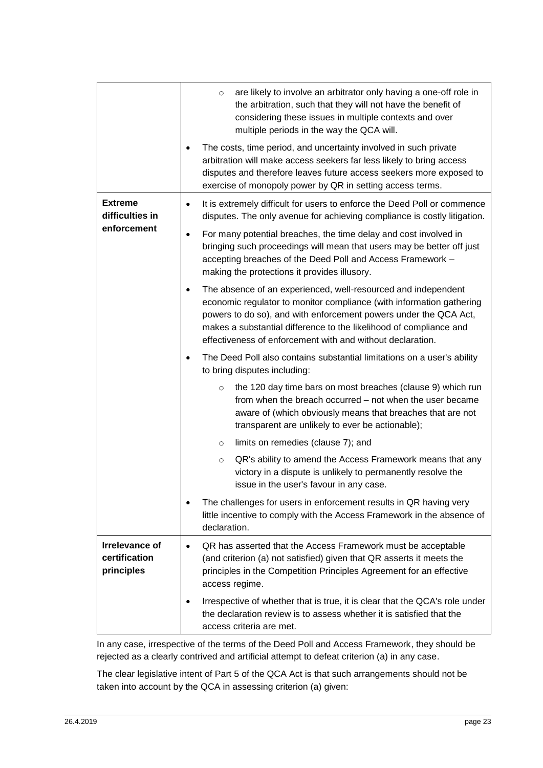| | |
|---|---|
| | ◦ are likely to involve an arbitrator only having a one-off role in the arbitration, such that they will not have the benefit of considering these issues in multiple contexts and over multiple periods in the way the QCA will.<br>• The costs, time period, and uncertainty involved in such private arbitration will make access seekers far less likely to bring access disputes and therefore leaves future access seekers more exposed to exercise of monopoly power by QR in setting access terms. |
| **Extreme difficulties in enforcement** | • It is extremely difficult for users to enforce the Deed Poll or commence disputes. The only avenue for achieving compliance is costly litigation.<br>• For many potential breaches, the time delay and cost involved in bringing such proceedings will mean that users may be better off just accepting breaches of the Deed Poll and Access Framework – making the protections it provides illusory.<br>• The absence of an experienced, well-resourced and independent economic regulator to monitor compliance (with information gathering powers to do so), and with enforcement powers under the QCA Act, makes a substantial difference to the likelihood of compliance and effectiveness of enforcement with and without declaration.<br>• The Deed Poll also contains substantial limitations on a user's ability to bring disputes including:<br>◦ the 120 day time bars on most breaches (clause 9) which run from when the breach occurred – not when the user became aware of (which obviously means that breaches that are not transparent are unlikely to ever be actionable);<br>◦ limits on remedies (clause 7); and<br>◦ QR's ability to amend the Access Framework means that any victory in a dispute is unlikely to permanently resolve the issue in the user's favour in any case.<br>• The challenges for users in enforcement results in QR having very little incentive to comply with the Access Framework in the absence of declaration. |
| **Irrelevance of certification principles** | • QR has asserted that the Access Framework must be acceptable (and criterion (a) not satisfied) given that QR asserts it meets the principles in the Competition Principles Agreement for an effective access regime.<br>• Irrespective of whether that is true, it is clear that the QCA's role under the declaration review is to assess whether it is satisfied that the access criteria are met. |

In any case, irrespective of the terms of the Deed Poll and Access Framework, they should be rejected as a clearly contrived and artificial attempt to defeat criterion (a) in any case.

The clear legislative intent of Part 5 of the QCA Act is that such arrangements should not be taken into account by the QCA in assessing criterion (a) given: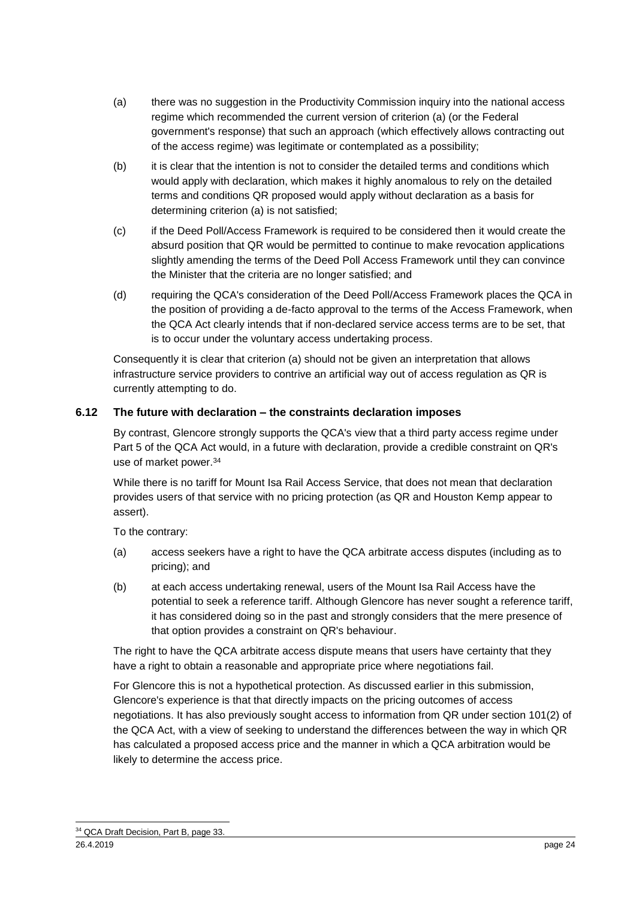(a) there was no suggestion in the Productivity Commission inquiry into the national access regime which recommended the current version of criterion (a) (or the Federal government's response) that such an approach (which effectively allows contracting out of the access regime) was legitimate or contemplated as a possibility;

(b) it is clear that the intention is not to consider the detailed terms and conditions which would apply with declaration, which makes it highly anomalous to rely on the detailed terms and conditions QR proposed would apply without declaration as a basis for determining criterion (a) is not satisfied;

(c) if the Deed Poll/Access Framework is required to be considered then it would create the absurd position that QR would be permitted to continue to make revocation applications slightly amending the terms of the Deed Poll Access Framework until they can convince the Minister that the criteria are no longer satisfied; and

(d) requiring the QCA's consideration of the Deed Poll/Access Framework places the QCA in the position of providing a de-facto approval to the terms of the Access Framework, when the QCA Act clearly intends that if non-declared service access terms are to be set, that is to occur under the voluntary access undertaking process.

Consequently it is clear that criterion (a) should not be given an interpretation that allows infrastructure service providers to contrive an artificial way out of access regulation as QR is currently attempting to do.

## 6.12 The future with declaration – the constraints declaration imposes

By contrast, Glencore strongly supports the QCA's view that a third party access regime under Part 5 of the QCA Act would, in a future with declaration, provide a credible constraint on QR's use of market power.[34]

While there is no tariff for Mount Isa Rail Access Service, that does not mean that declaration provides users of that service with no pricing protection (as QR and Houston Kemp appear to assert).

To the contrary:

(a) access seekers have a right to have the QCA arbitrate access disputes (including as to pricing); and

(b) at each access undertaking renewal, users of the Mount Isa Rail Access have the potential to seek a reference tariff. Although Glencore has never sought a reference tariff, it has considered doing so in the past and strongly considers that the mere presence of that option provides a constraint on QR's behaviour.

The right to have the QCA arbitrate access dispute means that users have certainty that they have a right to obtain a reasonable and appropriate price where negotiations fail.

For Glencore this is not a hypothetical protection. As discussed earlier in this submission, Glencore's experience is that that directly impacts on the pricing outcomes of access negotiations. It has also previously sought access to information from QR under section 101(2) of the QCA Act, with a view of seeking to understand the differences between the way in which QR has calculated a proposed access price and the manner in which a QCA arbitration would be likely to determine the access price.

[34] QCA Draft Decision, Part B, page 33.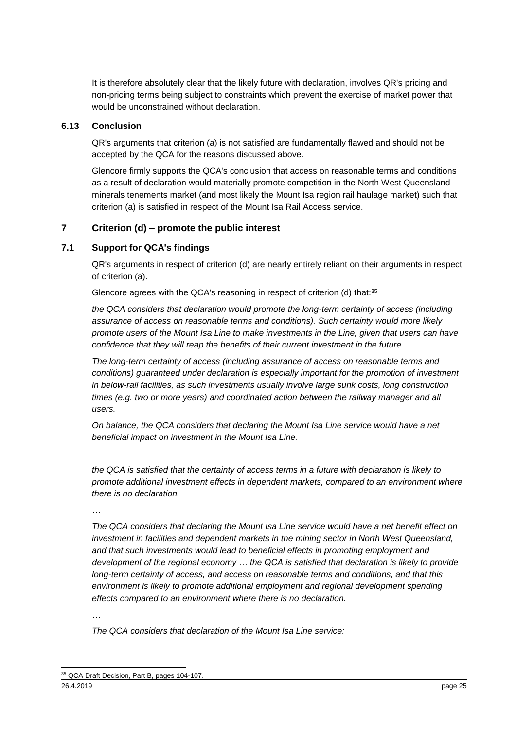It is therefore absolutely clear that the likely future with declaration, involves QR's pricing and non-pricing terms being subject to constraints which prevent the exercise of market power that would be unconstrained without declaration.

### 6.13 Conclusion

QR's arguments that criterion (a) is not satisfied are fundamentally flawed and should not be accepted by the QCA for the reasons discussed above.

Glencore firmly supports the QCA's conclusion that access on reasonable terms and conditions as a result of declaration would materially promote competition in the North West Queensland minerals tenements market (and most likely the Mount Isa region rail haulage market) such that criterion (a) is satisfied in respect of the Mount Isa Rail Access service.

## 7 Criterion (d) – promote the public interest

### 7.1 Support for QCA's findings

QR's arguments in respect of criterion (d) are nearly entirely reliant on their arguments in respect of criterion (a).

Glencore agrees with the QCA's reasoning in respect of criterion (d) that:[35]

*the QCA considers that declaration would promote the long-term certainty of access (including assurance of access on reasonable terms and conditions). Such certainty would more likely promote users of the Mount Isa Line to make investments in the Line, given that users can have confidence that they will reap the benefits of their current investment in the future.*

*The long-term certainty of access (including assurance of access on reasonable terms and conditions) guaranteed under declaration is especially important for the promotion of investment in below-rail facilities, as such investments usually involve large sunk costs, long construction times (e.g. two or more years) and coordinated action between the railway manager and all users.*

*On balance, the QCA considers that declaring the Mount Isa Line service would have a net beneficial impact on investment in the Mount Isa Line.*

*…*

*the QCA is satisfied that the certainty of access terms in a future with declaration is likely to promote additional investment effects in dependent markets, compared to an environment where there is no declaration.*

*…*

*The QCA considers that declaring the Mount Isa Line service would have a net benefit effect on investment in facilities and dependent markets in the mining sector in North West Queensland, and that such investments would lead to beneficial effects in promoting employment and development of the regional economy … the QCA is satisfied that declaration is likely to provide long-term certainty of access, and access on reasonable terms and conditions, and that this environment is likely to promote additional employment and regional development spending effects compared to an environment where there is no declaration.*

*…*

*The QCA considers that declaration of the Mount Isa Line service:*

[35] QCA Draft Decision, Part B, pages 104-107.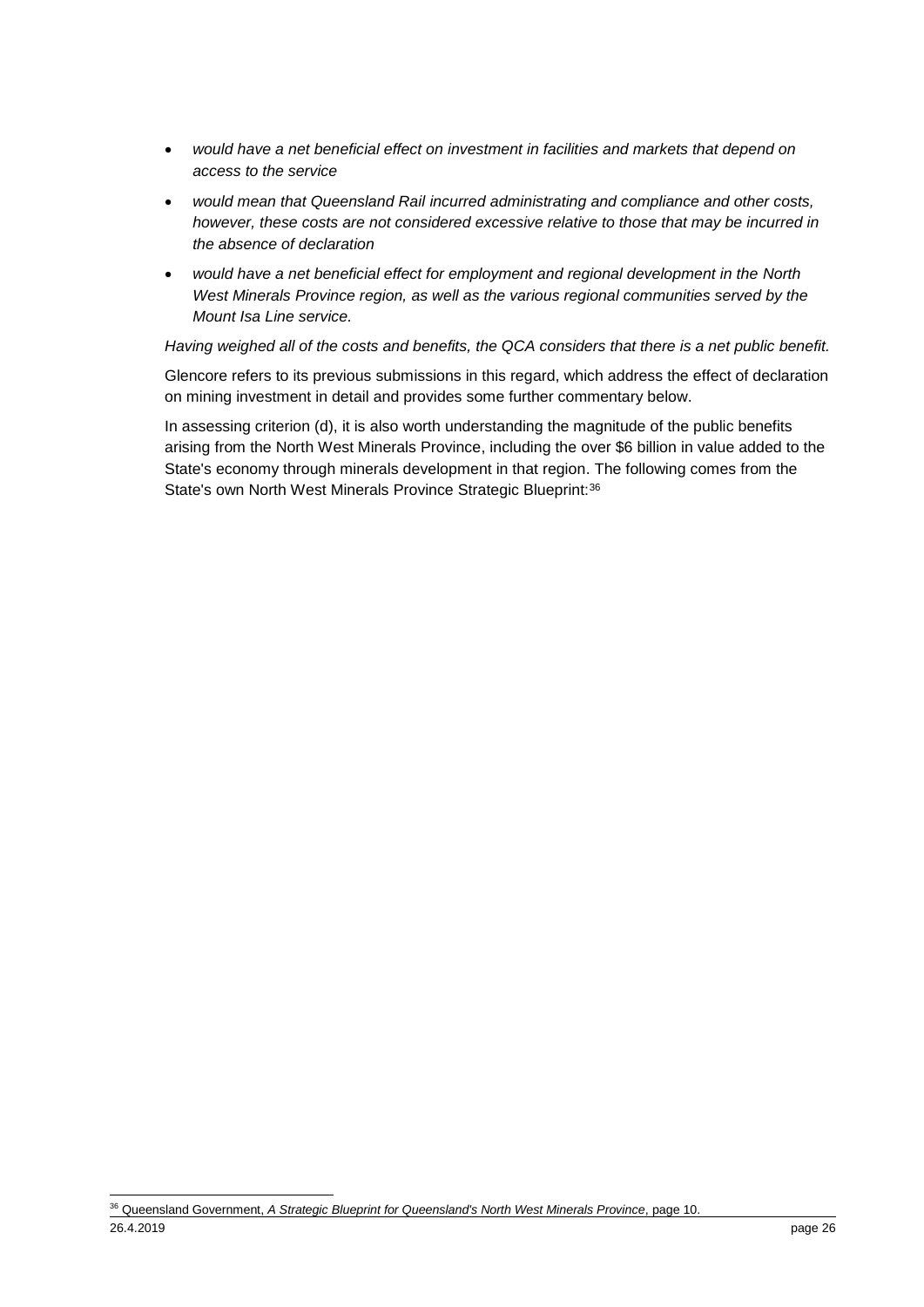- *would have a net beneficial effect on investment in facilities and markets that depend on access to the service*
- *would mean that Queensland Rail incurred administrating and compliance and other costs, however, these costs are not considered excessive relative to those that may be incurred in the absence of declaration*
- *would have a net beneficial effect for employment and regional development in the North West Minerals Province region, as well as the various regional communities served by the Mount Isa Line service.*

*Having weighed all of the costs and benefits, the QCA considers that there is a net public benefit.*

Glencore refers to its previous submissions in this regard, which address the effect of declaration on mining investment in detail and provides some further commentary below.

In assessing criterion (d), it is also worth understanding the magnitude of the public benefits arising from the North West Minerals Province, including the over $6 billion in value added to the State's economy through minerals development in that region. The following comes from the State's own North West Minerals Province Strategic Blueprint:[36]

[36] Queensland Government, *A Strategic Blueprint for Queensland's North West Minerals Province*, page 10.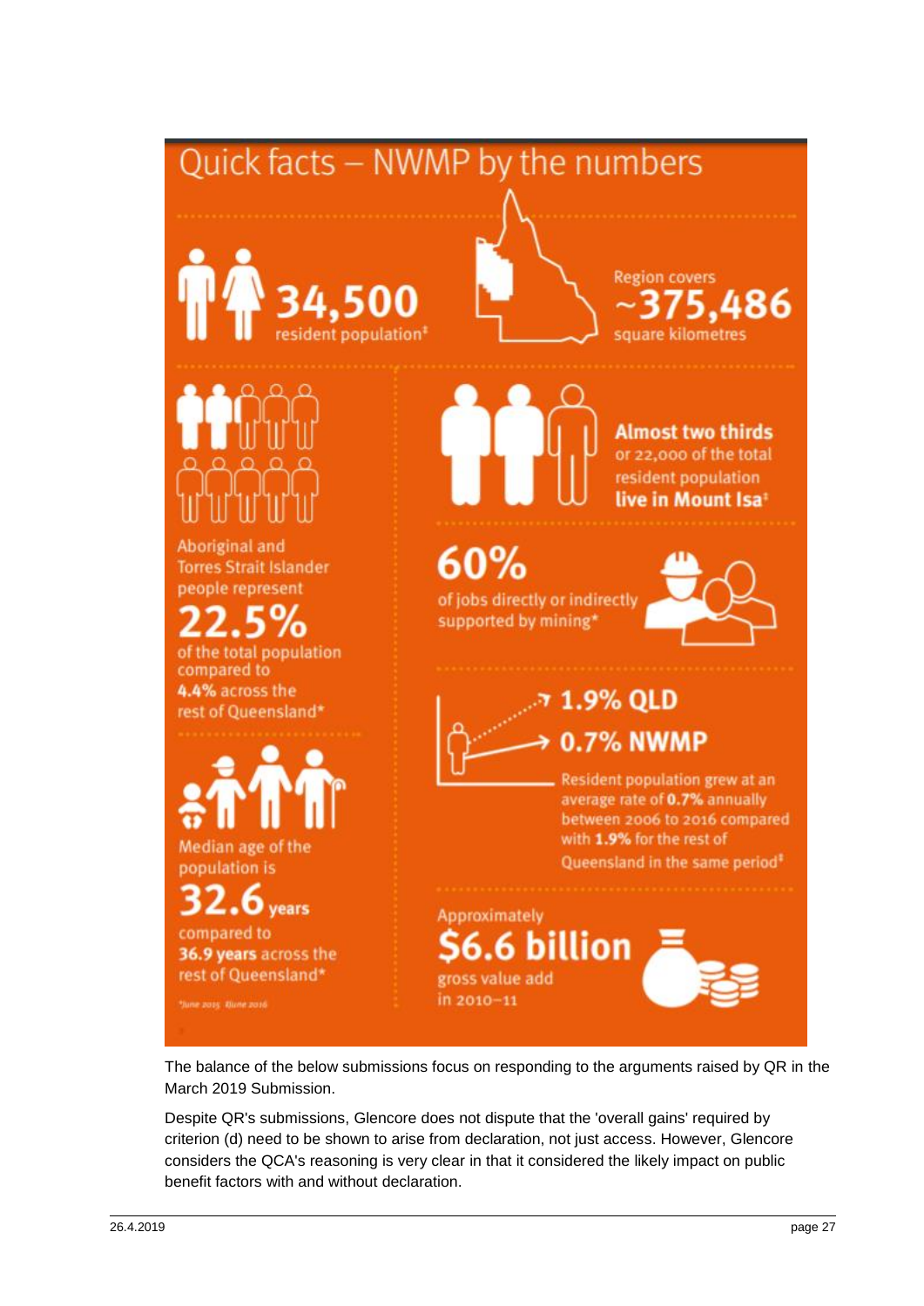## Quick facts – NWMP by the numbers

**34,500** resident population‡

Region covers **~375,486** square kilometres

Aboriginal and Torres Strait Islander people represent **22.5%** of the total population compared to **4.4%** across the rest of Queensland*

**Almost two thirds** or 22,000 of the total resident population **live in Mount Isa**‡

**60%** of jobs directly or indirectly supported by mining*

**1.9% QLD**

**0.7% NWMP**

Resident population grew at an average rate of **0.7%** annually between 2006 to 2016 compared with **1.9%** for the rest of Queensland in the same period‡

Median age of the population is **32.6 years** compared to **36.9 years** across the rest of Queensland*

Approximately **$6.6 billion** gross value add in 2010–11

*June 2015 ‡June 2016

The balance of the below submissions focus on responding to the arguments raised by QR in the March 2019 Submission.

Despite QR's submissions, Glencore does not dispute that the 'overall gains' required by criterion (d) need to be shown to arise from declaration, not just access. However, Glencore considers the QCA's reasoning is very clear in that it considered the likely impact on public benefit factors with and without declaration.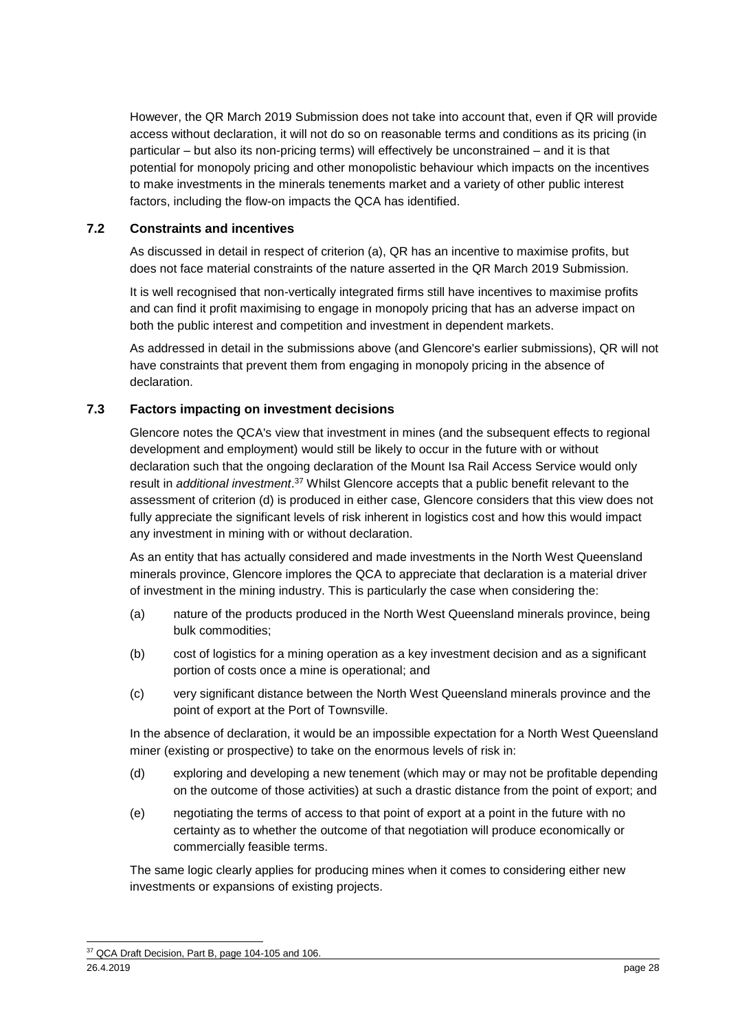However, the QR March 2019 Submission does not take into account that, even if QR will provide access without declaration, it will not do so on reasonable terms and conditions as its pricing (in particular – but also its non-pricing terms) will effectively be unconstrained – and it is that potential for monopoly pricing and other monopolistic behaviour which impacts on the incentives to make investments in the minerals tenements market and a variety of other public interest factors, including the flow-on impacts the QCA has identified.

### 7.2 Constraints and incentives

As discussed in detail in respect of criterion (a), QR has an incentive to maximise profits, but does not face material constraints of the nature asserted in the QR March 2019 Submission.

It is well recognised that non-vertically integrated firms still have incentives to maximise profits and can find it profit maximising to engage in monopoly pricing that has an adverse impact on both the public interest and competition and investment in dependent markets.

As addressed in detail in the submissions above (and Glencore's earlier submissions), QR will not have constraints that prevent them from engaging in monopoly pricing in the absence of declaration.

### 7.3 Factors impacting on investment decisions

Glencore notes the QCA's view that investment in mines (and the subsequent effects to regional development and employment) would still be likely to occur in the future with or without declaration such that the ongoing declaration of the Mount Isa Rail Access Service would only result in *additional investment*.[37] Whilst Glencore accepts that a public benefit relevant to the assessment of criterion (d) is produced in either case, Glencore considers that this view does not fully appreciate the significant levels of risk inherent in logistics cost and how this would impact any investment in mining with or without declaration.

As an entity that has actually considered and made investments in the North West Queensland minerals province, Glencore implores the QCA to appreciate that declaration is a material driver of investment in the mining industry. This is particularly the case when considering the:

(a) nature of the products produced in the North West Queensland minerals province, being bulk commodities;

(b) cost of logistics for a mining operation as a key investment decision and as a significant portion of costs once a mine is operational; and

(c) very significant distance between the North West Queensland minerals province and the point of export at the Port of Townsville.

In the absence of declaration, it would be an impossible expectation for a North West Queensland miner (existing or prospective) to take on the enormous levels of risk in:

(d) exploring and developing a new tenement (which may or may not be profitable depending on the outcome of those activities) at such a drastic distance from the point of export; and

(e) negotiating the terms of access to that point of export at a point in the future with no certainty as to whether the outcome of that negotiation will produce economically or commercially feasible terms.

The same logic clearly applies for producing mines when it comes to considering either new investments or expansions of existing projects.

[37] QCA Draft Decision, Part B, page 104-105 and 106.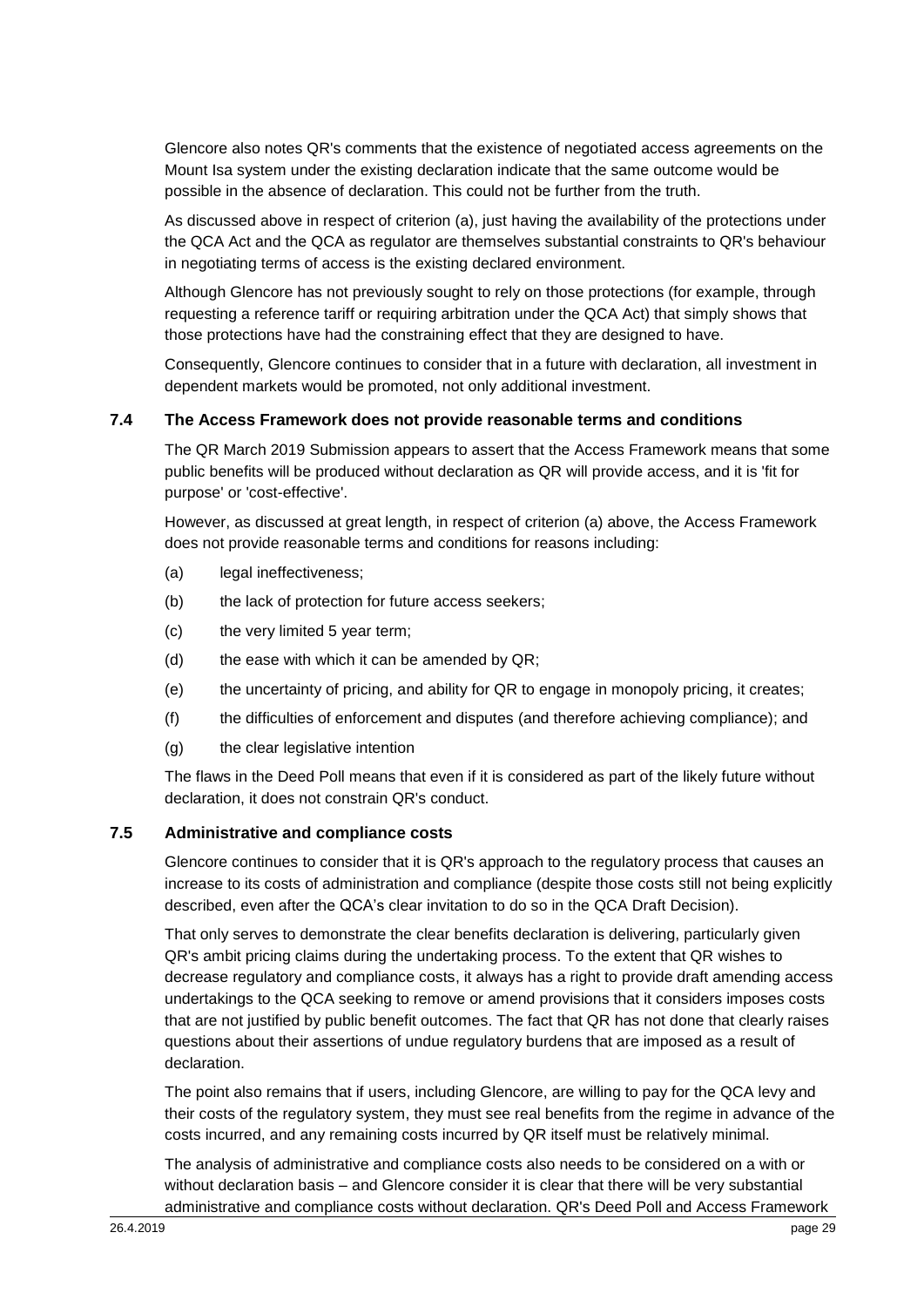Glencore also notes QR's comments that the existence of negotiated access agreements on the Mount Isa system under the existing declaration indicate that the same outcome would be possible in the absence of declaration. This could not be further from the truth.

As discussed above in respect of criterion (a), just having the availability of the protections under the QCA Act and the QCA as regulator are themselves substantial constraints to QR's behaviour in negotiating terms of access is the existing declared environment.

Although Glencore has not previously sought to rely on those protections (for example, through requesting a reference tariff or requiring arbitration under the QCA Act) that simply shows that those protections have had the constraining effect that they are designed to have.

Consequently, Glencore continues to consider that in a future with declaration, all investment in dependent markets would be promoted, not only additional investment.

### 7.4 The Access Framework does not provide reasonable terms and conditions

The QR March 2019 Submission appears to assert that the Access Framework means that some public benefits will be produced without declaration as QR will provide access, and it is 'fit for purpose' or 'cost-effective'.

However, as discussed at great length, in respect of criterion (a) above, the Access Framework does not provide reasonable terms and conditions for reasons including:

(a) legal ineffectiveness;

(b) the lack of protection for future access seekers;

(c) the very limited 5 year term;

(d) the ease with which it can be amended by QR;

(e) the uncertainty of pricing, and ability for QR to engage in monopoly pricing, it creates;

(f) the difficulties of enforcement and disputes (and therefore achieving compliance); and

(g) the clear legislative intention

The flaws in the Deed Poll means that even if it is considered as part of the likely future without declaration, it does not constrain QR's conduct.

### 7.5 Administrative and compliance costs

Glencore continues to consider that it is QR's approach to the regulatory process that causes an increase to its costs of administration and compliance (despite those costs still not being explicitly described, even after the QCA's clear invitation to do so in the QCA Draft Decision).

That only serves to demonstrate the clear benefits declaration is delivering, particularly given QR's ambit pricing claims during the undertaking process. To the extent that QR wishes to decrease regulatory and compliance costs, it always has a right to provide draft amending access undertakings to the QCA seeking to remove or amend provisions that it considers imposes costs that are not justified by public benefit outcomes. The fact that QR has not done that clearly raises questions about their assertions of undue regulatory burdens that are imposed as a result of declaration.

The point also remains that if users, including Glencore, are willing to pay for the QCA levy and their costs of the regulatory system, they must see real benefits from the regime in advance of the costs incurred, and any remaining costs incurred by QR itself must be relatively minimal.

The analysis of administrative and compliance costs also needs to be considered on a with or without declaration basis – and Glencore consider it is clear that there will be very substantial administrative and compliance costs without declaration. QR's Deed Poll and Access Framework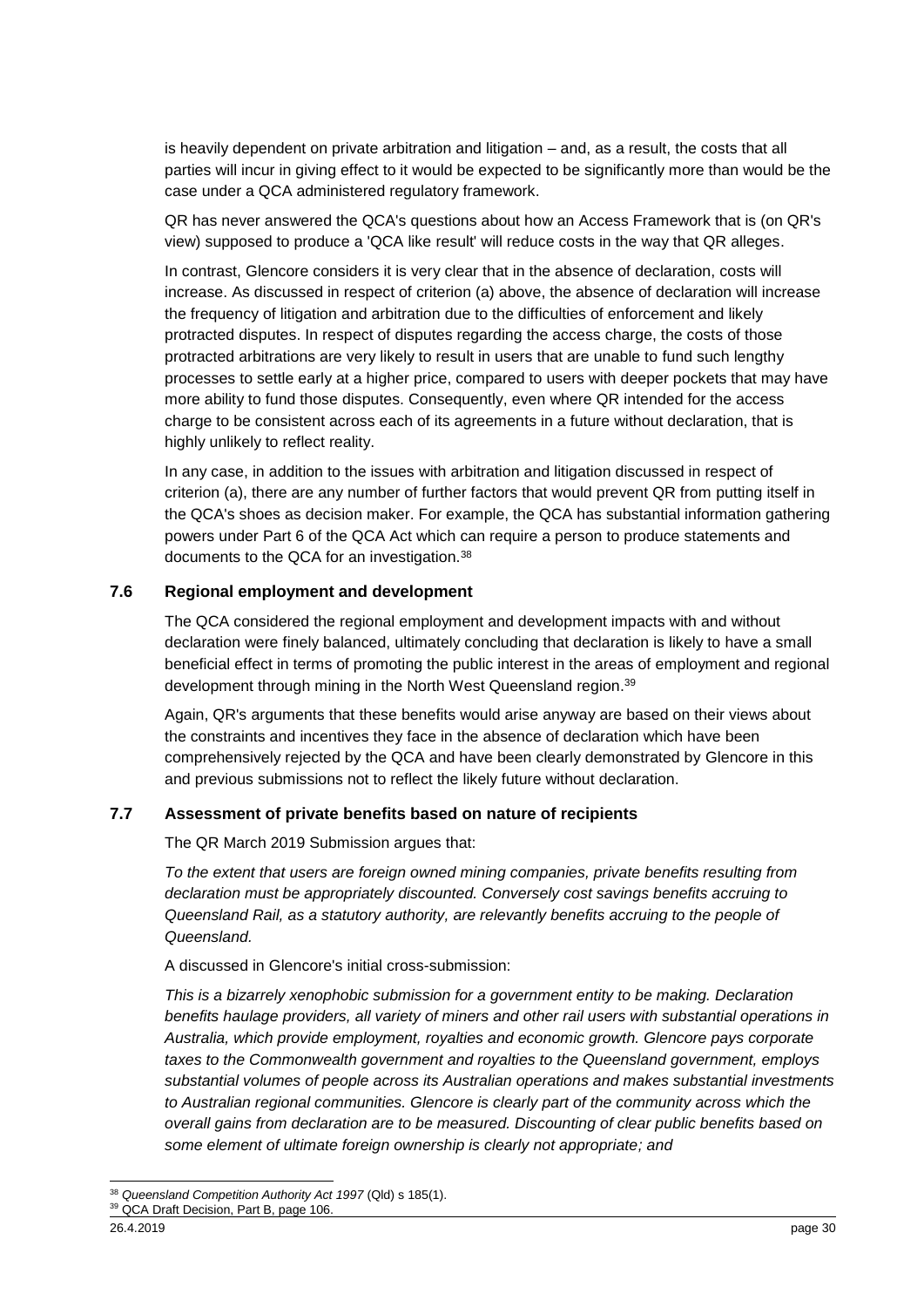is heavily dependent on private arbitration and litigation – and, as a result, the costs that all parties will incur in giving effect to it would be expected to be significantly more than would be the case under a QCA administered regulatory framework.

QR has never answered the QCA's questions about how an Access Framework that is (on QR's view) supposed to produce a 'QCA like result' will reduce costs in the way that QR alleges.

In contrast, Glencore considers it is very clear that in the absence of declaration, costs will increase. As discussed in respect of criterion (a) above, the absence of declaration will increase the frequency of litigation and arbitration due to the difficulties of enforcement and likely protracted disputes. In respect of disputes regarding the access charge, the costs of those protracted arbitrations are very likely to result in users that are unable to fund such lengthy processes to settle early at a higher price, compared to users with deeper pockets that may have more ability to fund those disputes. Consequently, even where QR intended for the access charge to be consistent across each of its agreements in a future without declaration, that is highly unlikely to reflect reality.

In any case, in addition to the issues with arbitration and litigation discussed in respect of criterion (a), there are any number of further factors that would prevent QR from putting itself in the QCA's shoes as decision maker. For example, the QCA has substantial information gathering powers under Part 6 of the QCA Act which can require a person to produce statements and documents to the QCA for an investigation.[38]

## 7.6 Regional employment and development

The QCA considered the regional employment and development impacts with and without declaration were finely balanced, ultimately concluding that declaration is likely to have a small beneficial effect in terms of promoting the public interest in the areas of employment and regional development through mining in the North West Queensland region.[39]

Again, QR's arguments that these benefits would arise anyway are based on their views about the constraints and incentives they face in the absence of declaration which have been comprehensively rejected by the QCA and have been clearly demonstrated by Glencore in this and previous submissions not to reflect the likely future without declaration.

## 7.7 Assessment of private benefits based on nature of recipients

The QR March 2019 Submission argues that:

*To the extent that users are foreign owned mining companies, private benefits resulting from declaration must be appropriately discounted. Conversely cost savings benefits accruing to Queensland Rail, as a statutory authority, are relevantly benefits accruing to the people of Queensland.*

A discussed in Glencore's initial cross-submission:

*This is a bizarrely xenophobic submission for a government entity to be making. Declaration benefits haulage providers, all variety of miners and other rail users with substantial operations in Australia, which provide employment, royalties and economic growth. Glencore pays corporate taxes to the Commonwealth government and royalties to the Queensland government, employs substantial volumes of people across its Australian operations and makes substantial investments to Australian regional communities. Glencore is clearly part of the community across which the overall gains from declaration are to be measured. Discounting of clear public benefits based on some element of ultimate foreign ownership is clearly not appropriate; and*

---

[38] *Queensland Competition Authority Act 1997* (Qld) s 185(1).

[39] QCA Draft Decision, Part B, page 106.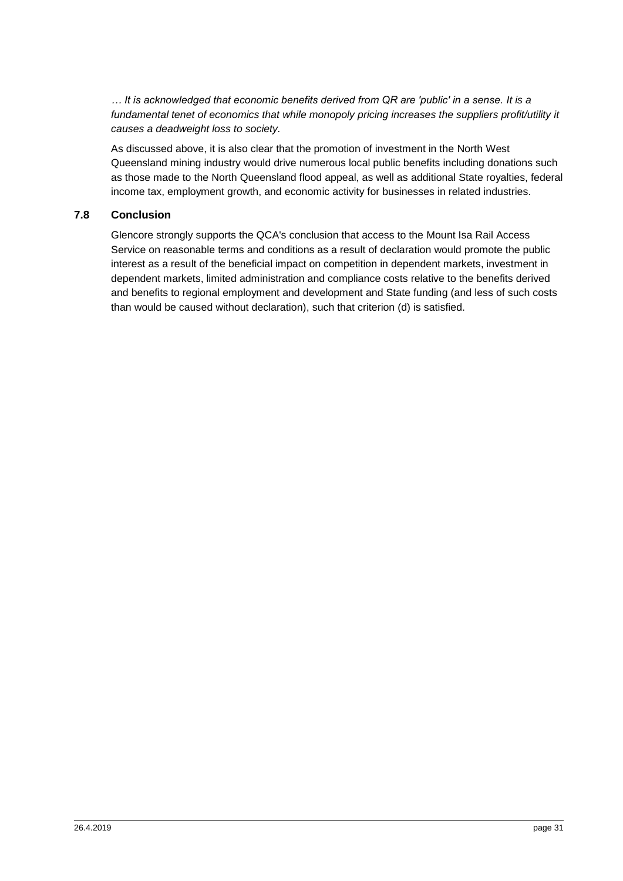*… It is acknowledged that economic benefits derived from QR are 'public' in a sense. It is a fundamental tenet of economics that while monopoly pricing increases the suppliers profit/utility it causes a deadweight loss to society.*

As discussed above, it is also clear that the promotion of investment in the North West Queensland mining industry would drive numerous local public benefits including donations such as those made to the North Queensland flood appeal, as well as additional State royalties, federal income tax, employment growth, and economic activity for businesses in related industries.

### 7.8 Conclusion

Glencore strongly supports the QCA's conclusion that access to the Mount Isa Rail Access Service on reasonable terms and conditions as a result of declaration would promote the public interest as a result of the beneficial impact on competition in dependent markets, investment in dependent markets, limited administration and compliance costs relative to the benefits derived and benefits to regional employment and development and State funding (and less of such costs than would be caused without declaration), such that criterion (d) is satisfied.